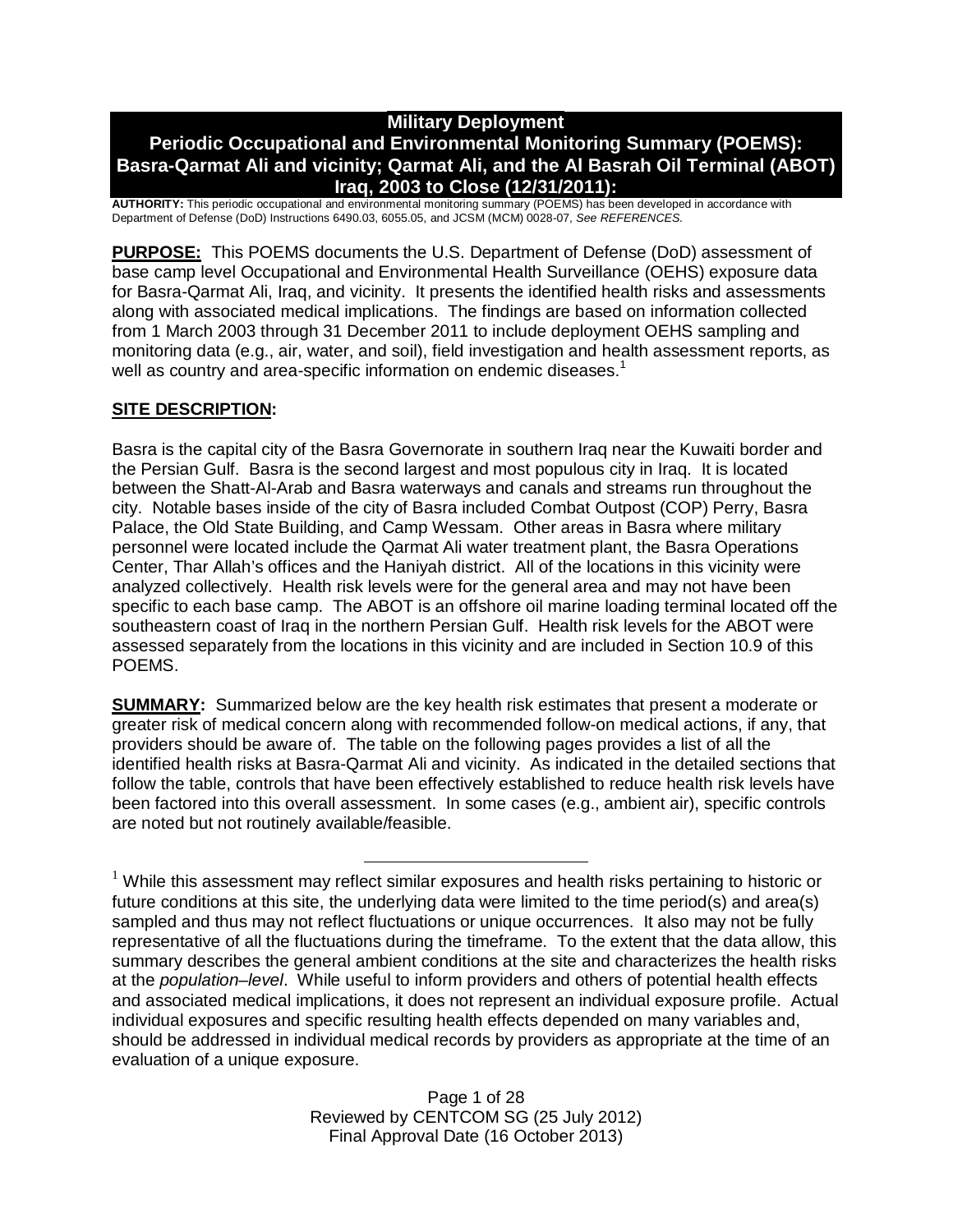# Military Deployment
# Periodic Occupational and Environmental Monitoring Summary (POEMS): Basra-Qarmat Ali and vicinity; Qarmat Ali, and the Al Basrah Oil Terminal (ABOT) Iraq, 2003 to Close (12/31/2011):

**AUTHORITY:** This periodic occupational and environmental monitoring summary (POEMS) has been developed in accordance with Department of Defense (DoD) Instructions 6490.03, 6055.05, and JCSM (MCM) 0028-07, *See REFERENCES.*

**PURPOSE:** This POEMS documents the U.S. Department of Defense (DoD) assessment of base camp level Occupational and Environmental Health Surveillance (OEHS) exposure data for Basra-Qarmat Ali, Iraq, and vicinity. It presents the identified health risks and assessments along with associated medical implications. The findings are based on information collected from 1 March 2003 through 31 December 2011 to include deployment OEHS sampling and monitoring data (e.g., air, water, and soil), field investigation and health assessment reports, as well as country and area-specific information on endemic diseases.[1]

**SITE DESCRIPTION:**

Basra is the capital city of the Basra Governorate in southern Iraq near the Kuwaiti border and the Persian Gulf. Basra is the second largest and most populous city in Iraq. It is located between the Shatt-Al-Arab and Basra waterways and canals and streams run throughout the city. Notable bases inside of the city of Basra included Combat Outpost (COP) Perry, Basra Palace, the Old State Building, and Camp Wessam. Other areas in Basra where military personnel were located include the Qarmat Ali water treatment plant, the Basra Operations Center, Thar Allah's offices and the Haniyah district. All of the locations in this vicinity were analyzed collectively. Health risk levels were for the general area and may not have been specific to each base camp. The ABOT is an offshore oil marine loading terminal located off the southeastern coast of Iraq in the northern Persian Gulf. Health risk levels for the ABOT were assessed separately from the locations in this vicinity and are included in Section 10.9 of this POEMS.

**SUMMARY:** Summarized below are the key health risk estimates that present a moderate or greater risk of medical concern along with recommended follow-on medical actions, if any, that providers should be aware of. The table on the following pages provides a list of all the identified health risks at Basra-Qarmat Ali and vicinity. As indicated in the detailed sections that follow the table, controls that have been effectively established to reduce health risk levels have been factored into this overall assessment. In some cases (e.g., ambient air), specific controls are noted but not routinely available/feasible.

---

[1] While this assessment may reflect similar exposures and health risks pertaining to historic or future conditions at this site, the underlying data were limited to the time period(s) and area(s) sampled and thus may not reflect fluctuations or unique occurrences. It also may not be fully representative of all the fluctuations during the timeframe. To the extent that the data allow, this summary describes the general ambient conditions at the site and characterizes the health risks at the *population–level*. While useful to inform providers and others of potential health effects and associated medical implications, it does not represent an individual exposure profile. Actual individual exposures and specific resulting health effects depended on many variables and, should be addressed in individual medical records by providers as appropriate at the time of an evaluation of a unique exposure.

Reviewed by CENTCOM SG (25 July 2012)
Final Approval Date (16 October 2013)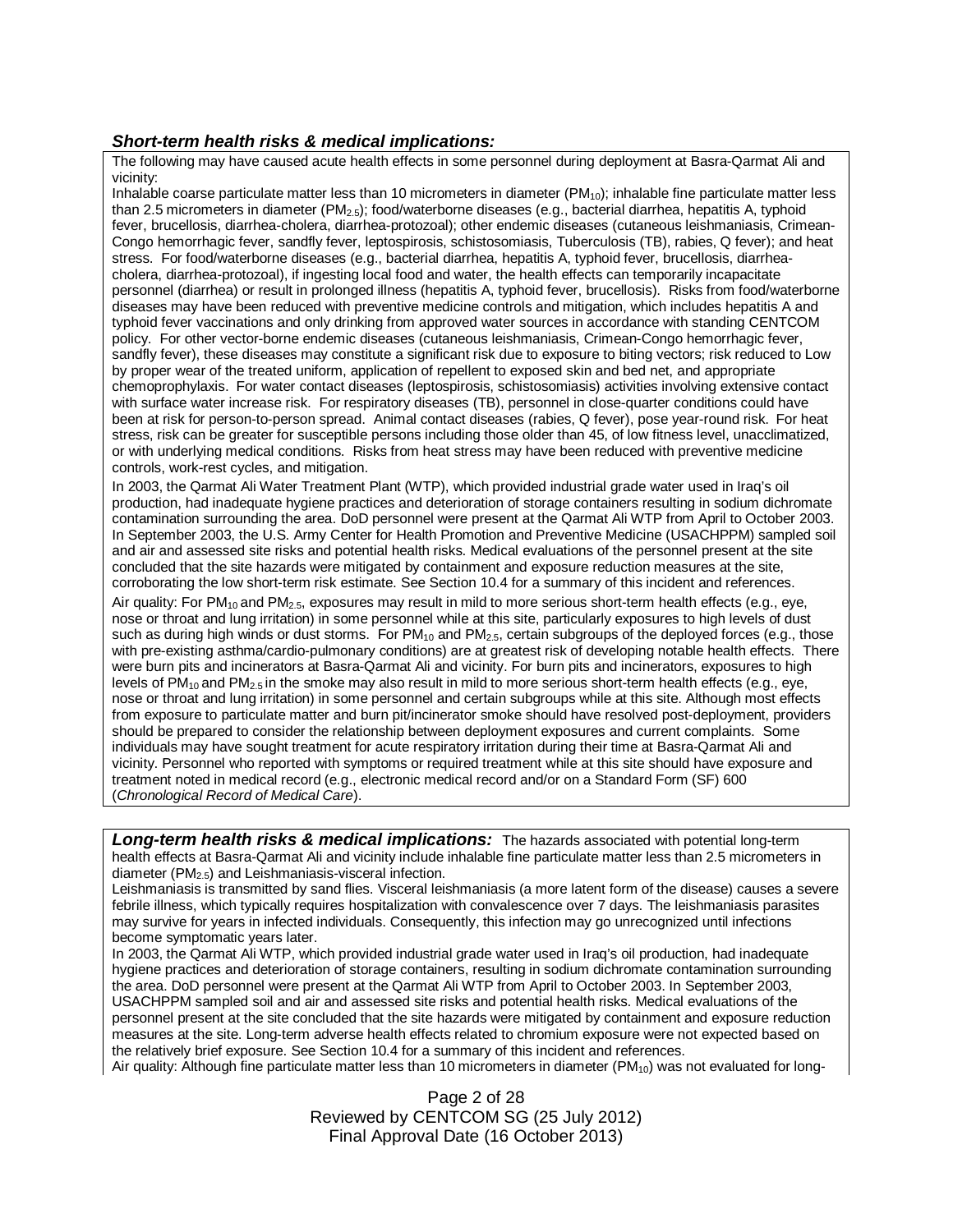***Short-term health risks & medical implications:***

The following may have caused acute health effects in some personnel during deployment at Basra-Qarmat Ali and vicinity:

Inhalable coarse particulate matter less than 10 micrometers in diameter ($PM_{10}$); inhalable fine particulate matter less than 2.5 micrometers in diameter ($PM_{2.5}$); food/waterborne diseases (e.g., bacterial diarrhea, hepatitis A, typhoid fever, brucellosis, diarrhea-cholera, diarrhea-protozoal); other endemic diseases (cutaneous leishmaniasis, Crimean-Congo hemorrhagic fever, sandfly fever, leptospirosis, schistosomiasis, Tuberculosis (TB), rabies, Q fever); and heat stress. For food/waterborne diseases (e.g., bacterial diarrhea, hepatitis A, typhoid fever, brucellosis, diarrhea-cholera, diarrhea-protozoal), if ingesting local food and water, the health effects can temporarily incapacitate personnel (diarrhea) or result in prolonged illness (hepatitis A, typhoid fever, brucellosis). Risks from food/waterborne diseases may have been reduced with preventive medicine controls and mitigation, which includes hepatitis A and typhoid fever vaccinations and only drinking from approved water sources in accordance with standing CENTCOM policy. For other vector-borne endemic diseases (cutaneous leishmaniasis, Crimean-Congo hemorrhagic fever, sandfly fever), these diseases may constitute a significant risk due to exposure to biting vectors; risk reduced to Low by proper wear of the treated uniform, application of repellent to exposed skin and bed net, and appropriate chemoprophylaxis. For water contact diseases (leptospirosis, schistosomiasis) activities involving extensive contact with surface water increase risk. For respiratory diseases (TB), personnel in close-quarter conditions could have been at risk for person-to-person spread. Animal contact diseases (rabies, Q fever), pose year-round risk. For heat stress, risk can be greater for susceptible persons including those older than 45, of low fitness level, unacclimatized, or with underlying medical conditions. Risks from heat stress may have been reduced with preventive medicine controls, work-rest cycles, and mitigation.

In 2003, the Qarmat Ali Water Treatment Plant (WTP), which provided industrial grade water used in Iraq's oil production, had inadequate hygiene practices and deterioration of storage containers resulting in sodium dichromate contamination surrounding the area. DoD personnel were present at the Qarmat Ali WTP from April to October 2003. In September 2003, the U.S. Army Center for Health Promotion and Preventive Medicine (USACHPPM) sampled soil and air and assessed site risks and potential health risks. Medical evaluations of the personnel present at the site concluded that the site hazards were mitigated by containment and exposure reduction measures at the site, corroborating the low short-term risk estimate. See Section 10.4 for a summary of this incident and references.

Air quality: For $PM_{10}$ and $PM_{2.5}$, exposures may result in mild to more serious short-term health effects (e.g., eye, nose or throat and lung irritation) in some personnel while at this site, particularly exposures to high levels of dust such as during high winds or dust storms. For $PM_{10}$ and $PM_{2.5}$, certain subgroups of the deployed forces (e.g., those with pre-existing asthma/cardio-pulmonary conditions) are at greatest risk of developing notable health effects. There were burn pits and incinerators at Basra-Qarmat Ali and vicinity. For burn pits and incinerators, exposures to high levels of $PM_{10}$ and $PM_{2.5}$ in the smoke may also result in mild to more serious short-term health effects (e.g., eye, nose or throat and lung irritation) in some personnel and certain subgroups while at this site. Although most effects from exposure to particulate matter and burn pit/incinerator smoke should have resolved post-deployment, providers should be prepared to consider the relationship between deployment exposures and current complaints. Some individuals may have sought treatment for acute respiratory irritation during their time at Basra-Qarmat Ali and vicinity. Personnel who reported with symptoms or required treatment while at this site should have exposure and treatment noted in medical record (e.g., electronic medical record and/or on a Standard Form (SF) 600 (*Chronological Record of Medical Care*).

***Long-term health risks & medical implications:*** The hazards associated with potential long-term health effects at Basra-Qarmat Ali and vicinity include inhalable fine particulate matter less than 2.5 micrometers in diameter ($PM_{2.5}$) and Leishmaniasis-visceral infection.

Leishmaniasis is transmitted by sand flies. Visceral leishmaniasis (a more latent form of the disease) causes a severe febrile illness, which typically requires hospitalization with convalescence over 7 days. The leishmaniasis parasites may survive for years in infected individuals. Consequently, this infection may go unrecognized until infections become symptomatic years later.

In 2003, the Qarmat Ali WTP, which provided industrial grade water used in Iraq's oil production, had inadequate hygiene practices and deterioration of storage containers, resulting in sodium dichromate contamination surrounding the area. DoD personnel were present at the Qarmat Ali WTP from April to October 2003. In September 2003, USACHPPM sampled soil and air and assessed site risks and potential health risks. Medical evaluations of the personnel present at the site concluded that the site hazards were mitigated by containment and exposure reduction measures at the site. Long-term adverse health effects related to chromium exposure were not expected based on the relatively brief exposure. See Section 10.4 for a summary of this incident and references.

Air quality: Although fine particulate matter less than 10 micrometers in diameter ($PM_{10}$) was not evaluated for long-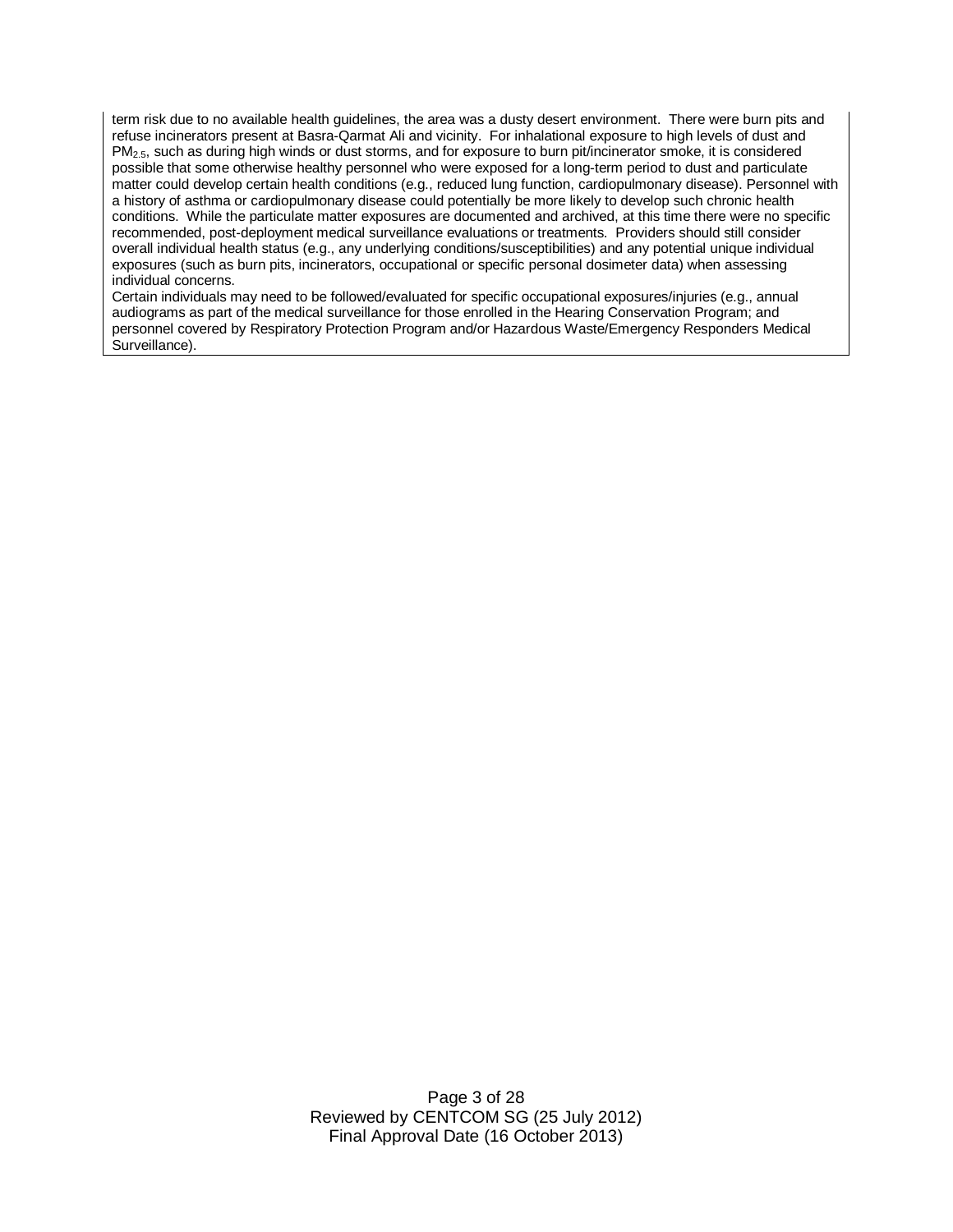term risk due to no available health guidelines, the area was a dusty desert environment. There were burn pits and refuse incinerators present at Basra-Qarmat Ali and vicinity. For inhalational exposure to high levels of dust and $PM_{2.5}$, such as during high winds or dust storms, and for exposure to burn pit/incinerator smoke, it is considered possible that some otherwise healthy personnel who were exposed for a long-term period to dust and particulate matter could develop certain health conditions (e.g., reduced lung function, cardiopulmonary disease). Personnel with a history of asthma or cardiopulmonary disease could potentially be more likely to develop such chronic health conditions. While the particulate matter exposures are documented and archived, at this time there no specific recommended, post-deployment medical surveillance evaluations or treatments. Providers should still consider overall individual health status (e.g., any underlying conditions/susceptibilities) and any potential unique individual exposures (such as burn pits, incinerators, occupational or specific personal dosimeter data) when assessing individual concerns.

Certain individuals may need to be followed/evaluated for specific occupational exposures/injuries (e.g., annual audiograms as part of the medical surveillance for those enrolled in the Hearing Conservation Program; and personnel covered by Respiratory Protection Program and/or Hazardous Waste/Emergency Responders Medical Surveillance).

Reviewed by CENTCOM SG (25 July 2012)
Final Approval Date (16 October 2013)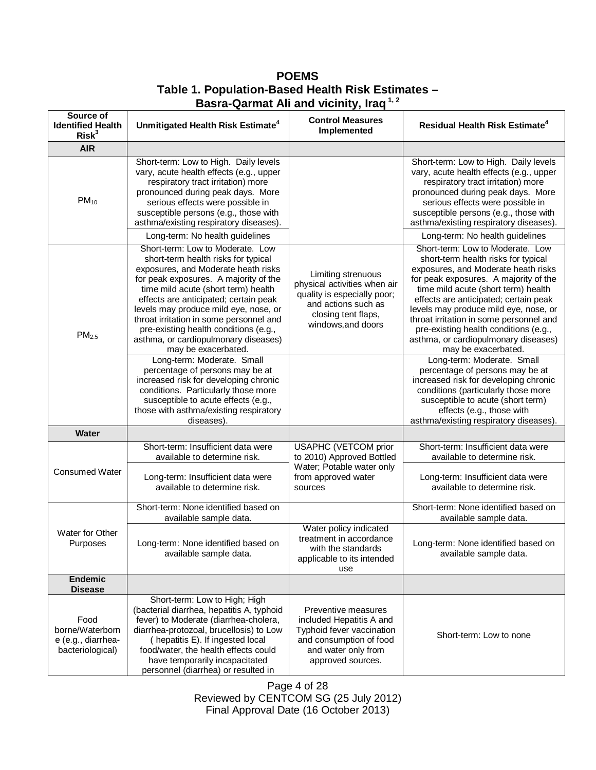**POEMS**

**Table 1. Population-Based Health Risk Estimates – Basra-Qarmat Ali and vicinity, Iraq [1, 2]**

| Source of Identified Health Risk[3] | Unmitigated Health Risk Estimate[4] | Control Measures Implemented | Residual Health Risk Estimate[4] |
|---|---|---|---|
| **AIR** | | | |
| $PM_{10}$ | Short-term: Low to High. Daily levels vary, acute health effects (e.g., upper respiratory tract irritation) more pronounced during peak days. More serious effects were possible in susceptible persons (e.g., those with asthma/existing respiratory diseases). | | Short-term: Low to High. Daily levels vary, acute health effects (e.g., upper respiratory tract irritation) more pronounced during peak days. More serious effects were possible in susceptible persons (e.g., those with asthma/existing respiratory diseases). |
| | Long-term: No health guidelines | | Long-term: No health guidelines |
| $PM_{2.5}$ | Short-term: Low to Moderate. Low short-term health risks for typical exposures, and Moderate heath risks for peak exposures. A majority of the time mild acute (short term) health effects are anticipated; certain peak levels may produce mild eye, nose, or throat irritation in some personnel and pre-existing health conditions (e.g., asthma, or cardiopulmonary diseases) may be exacerbated. | Limiting strenuous physical activities when air quality is especially poor; and actions such as closing tent flaps, windows,and doors | Short-term: Low to Moderate. Low short-term health risks for typical exposures, and Moderate heath risks for peak exposures. A majority of the time mild acute (short term) health effects are anticipated; certain peak levels may produce mild eye, nose, or throat irritation in some personnel and pre-existing health conditions (e.g., asthma, or cardiopulmonary diseases) may be exacerbated. |
| | Long-term: Moderate. Small percentage of persons may be at increased risk for developing chronic conditions. Particularly those more susceptible to acute effects (e.g., those with asthma/existing respiratory diseases). | | Long-term: Moderate. Small percentage of persons may be at increased risk for developing chronic conditions (particularly those more susceptible to acute (short term) effects (e.g., those with asthma/existing respiratory diseases). |
| **Water** | | | |
| Consumed Water | Short-term: Insufficient data were available to determine risk. | USAPHC (VETCOM prior to 2010) Approved Bottled Water; Potable water only from approved water sources | Short-term: Insufficient data were available to determine risk. |
| | Long-term: Insufficient data were available to determine risk. | | Long-term: Insufficient data were available to determine risk. |
| Water for Other Purposes | Short-term: None identified based on available sample data. | | Short-term: None identified based on available sample data. |
| | Long-term: None identified based on available sample data. | Water policy indicated treatment in accordance with the standards applicable to its intended use | Long-term: None identified based on available sample data. |
| **Endemic Disease** | | | |
| Food borne/Waterborne (e.g., diarrhea-bacteriological) | Short-term: Low to High; High (bacterial diarrhea, hepatitis A, typhoid fever) to Moderate (diarrhea-cholera, diarrhea-protozoal, brucellosis) to Low ( hepatitis E). If ingested local food/water, the health effects could have temporarily incapacitated personnel (diarrhea) or resulted in | Preventive measures included Hepatitis A and Typhoid fever vaccination and consumption of food and water only from approved sources. | Short-term: Low to none |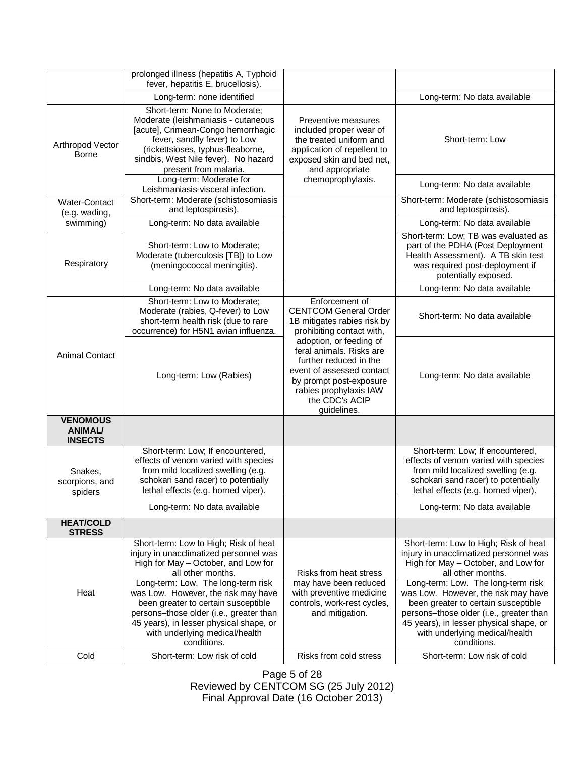| | | | |
|---|---|---|---|
| | prolonged illness (hepatitis A, Typhoid fever, hepatitis E, brucellosis). | | |
| | Long-term: none identified | | Long-term: No data available |
| Arthropod Vector Borne | Short-term: None to Moderate; Moderate (leishmaniasis - cutaneous [acute], Crimean-Congo hemorrhagic fever, sandfly fever) to Low (rickettsioses, typhus-fleaborne, sindbis, West Nile fever). No hazard present from malaria. | Preventive measures included proper wear of the treated uniform and application of repellent to exposed skin and bed net, and appropriate chemoprophylaxis. | Short-term: Low |
| | Long-term: Moderate for Leishmaniasis-visceral infection. | | Long-term: No data available |
| Water-Contact (e.g. wading, swimming) | Short-term: Moderate (schistosomiasis and leptospirosis). | | Short-term: Moderate (schistosomiasis and leptospirosis). |
| | Long-term: No data available | | Long-term: No data available |
| Respiratory | Short-term: Low to Moderate; Moderate (tuberculosis [TB]) to Low (meningococcal meningitis). | | Short-term: Low; TB was evaluated as part of the PDHA (Post Deployment Health Assessment). A TB skin test was required post-deployment if potentially exposed. |
| | Long-term: No data available | | Long-term: No data available |
| Animal Contact | Short-term: Low to Moderate; Moderate (rabies, Q-fever) to Low short-term health risk (due to rare occurrence) for H5N1 avian influenza. | Enforcement of CENTCOM General Order 1B mitigates rabies risk by prohibiting contact with, adoption, or feeding of feral animals. Risks are further reduced in the event of assessed contact by prompt post-exposure rabies prophylaxis IAW the CDC's ACIP guidelines. | Short-term: No data available |
| | Long-term: Low (Rabies) | | Long-term: No data available |
| **VENOMOUS ANIMAL/ INSECTS** | | | |
| Snakes, scorpions, and spiders | Short-term: Low; If encountered, effects of venom varied with species from mild localized swelling (e.g. schokari sand racer) to potentially lethal effects (e.g. horned viper). | | Short-term: Low; If encountered, effects of venom varied with species from mild localized swelling (e.g. schokari sand racer) to potentially lethal effects (e.g. horned viper). |
| | Long-term: No data available | | Long-term: No data available |
| **HEAT/COLD STRESS** | | | |
| Heat | Short-term: Low to High; Risk of heat injury in unacclimatized personnel was High for May – October, and Low for all other months. | Risks from heat stress may have been reduced with preventive medicine controls, work-rest cycles, and mitigation. | Short-term: Low to High; Risk of heat injury in unacclimatized personnel was High for May – October, and Low for all other months. |
| | Long-term: Low. The long-term risk was Low. However, the risk may have been greater to certain susceptible persons–those older (i.e., greater than 45 years), in lesser physical shape, or with underlying medical/health conditions. | | Long-term: Low. The long-term risk was Low. However, the risk may have been greater to certain susceptible persons–those older (i.e., greater than 45 years), in lesser physical shape, or with underlying medical/health conditions. |
| Cold | Short-term: Low risk of cold | Risks from cold stress | Short-term: Low risk of cold |

Reviewed by CENTCOM SG (25 July 2012)
Final Approval Date (16 October 2013)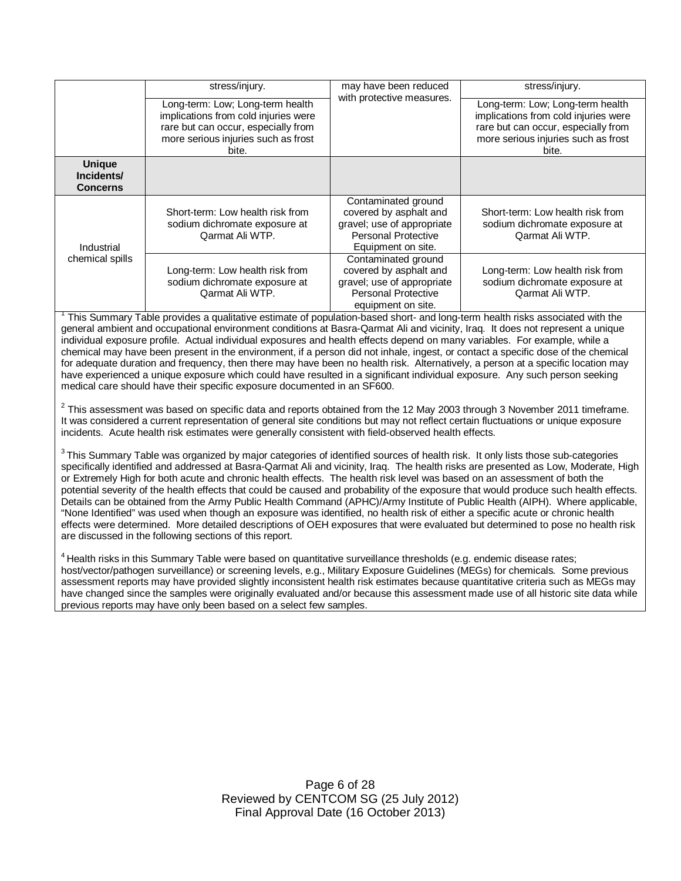| | | | |
|---|---|---|---|
| | stress/injury. | may have been reduced with protective measures. | stress/injury. |
| | Long-term: Low; Long-term health implications from cold injuries were rare but can occur, especially from more serious injuries such as frost bite. | | Long-term: Low; Long-term health implications from cold injuries were rare but can occur, especially from more serious injuries such as frost bite. |
| **Unique Incidents/ Concerns** | | | |
| Industrial chemical spills | Short-term: Low health risk from sodium dichromate exposure at Qarmat Ali WTP. | Contaminated ground covered by asphalt and gravel; use of appropriate Personal Protective Equipment on site. | Short-term: Low health risk from sodium dichromate exposure at Qarmat Ali WTP. |
| | Long-term: Low health risk from sodium dichromate exposure at Qarmat Ali WTP. | Contaminated ground covered by asphalt and gravel; use of appropriate Personal Protective equipment on site. | Long-term: Low health risk from sodium dichromate exposure at Qarmat Ali WTP. |

[1] This Summary Table provides a qualitative estimate of population-based short- and long-term health risks associated with the general ambient and occupational environment conditions at Basra-Qarmat Ali and vicinity, Iraq. It does not represent a unique individual exposure profile. Actual individual exposures and health effects depend on many variables. For example, while a chemical may have been present in the environment, if a person did not inhale, ingest, or contact a specific dose of the chemical for adequate duration and frequency, then there may have been no health risk. Alternatively, a person at a specific location may have experienced a unique exposure which could have resulted in a significant individual exposure. Any such person seeking medical care should have their specific exposure documented in an SF600.

[2] This assessment was based on specific data and reports obtained from the 12 May 2003 through 3 November 2011 timeframe. It was considered a current representation of general site conditions but may not reflect certain fluctuations or unique exposure incidents. Acute health risk estimates were generally consistent with field-observed health effects.

[3] This Summary Table was organized by major categories of identified sources of health risk. It only lists those sub-categories specifically identified and addressed at Basra-Qarmat Ali and vicinity, Iraq. The health risks are presented as Low, Moderate, High or Extremely High for both acute and chronic health effects. The health risk level was based on an assessment of both the potential severity of the health effects that could be caused and probability of the exposure that would produce such health effects. Details can be obtained from the Army Public Health Command (APHC)/Army Institute of Public Health (AIPH). Where applicable, "None Identified" was used when though an exposure was identified, no health risk of either a specific acute or chronic health effects were determined. More detailed descriptions of OEH exposures that were evaluated but determined to pose no health risk are discussed in the following sections of this report.

[4] Health risks in this Summary Table were based on quantitative surveillance thresholds (e.g. endemic disease rates; host/vector/pathogen surveillance) or screening levels, e.g., Military Exposure Guidelines (MEGs) for chemicals. Some previous assessment reports may have provided slightly inconsistent health risk estimates because quantitative criteria such as MEGs may have changed since the samples were originally evaluated and/or because this assessment made use of all historic site data while previous reports may have only been based on a select few samples.

Reviewed by CENTCOM SG (25 July 2012)
Final Approval Date (16 October 2013)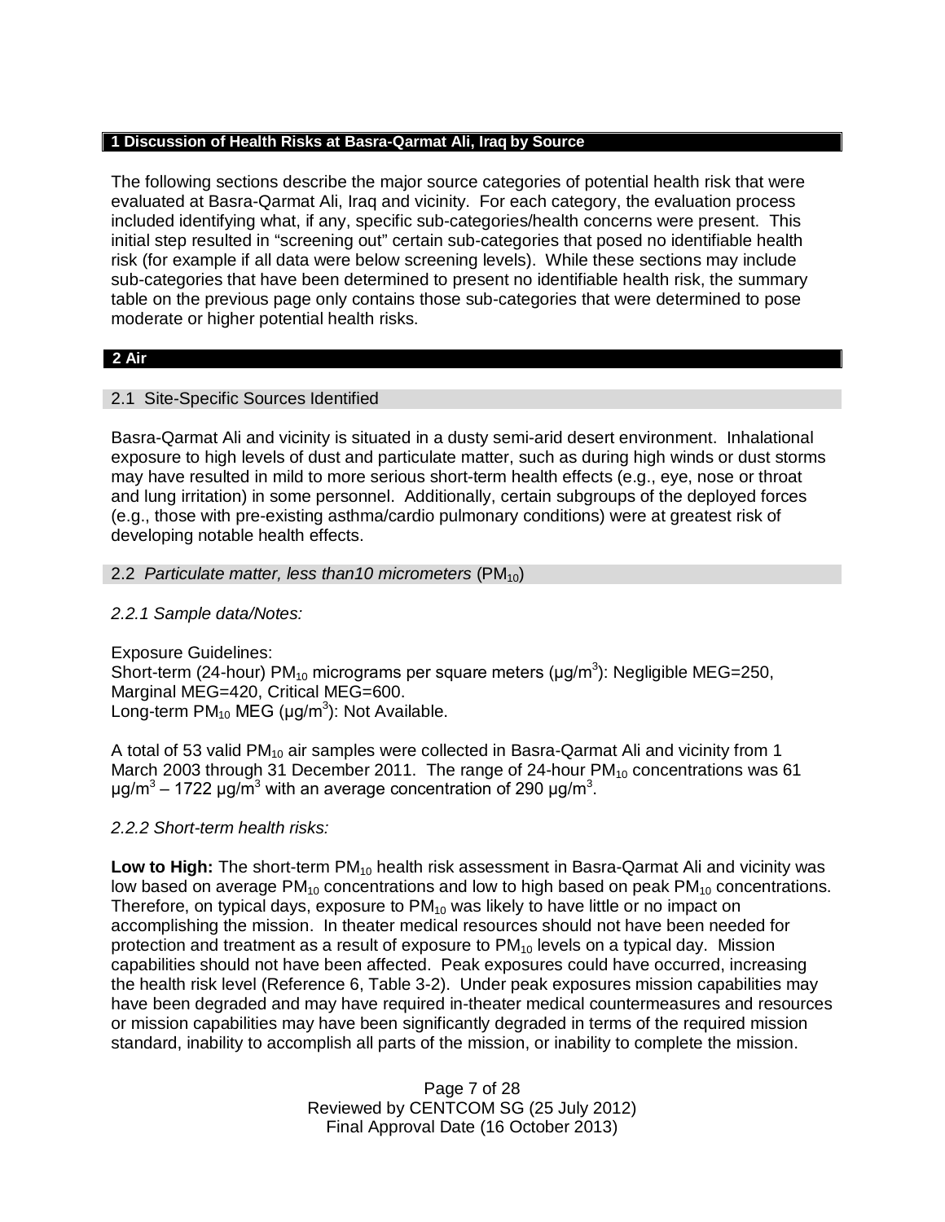## 1 Discussion of Health Risks at Basra-Qarmat Ali, Iraq by Source

The following sections describe the major source categories of potential health risk that were evaluated at Basra-Qarmat Ali, Iraq and vicinity. For each category, the evaluation process included identifying what, if any, specific sub-categories/health concerns were present. This initial step resulted in "screening out" certain sub-categories that posed no identifiable health risk (for example if all data were below screening levels). While these sections may include sub-categories that have been determined to present no identifiable health risk, the summary table on the previous page only contains those sub-categories that were determined to pose moderate or higher potential health risks.

## 2 Air

### 2.1 Site-Specific Sources Identified

Basra-Qarmat Ali and vicinity is situated in a dusty semi-arid desert environment. Inhalational exposure to high levels of dust and particulate matter, such as during high winds or dust storms may have resulted in mild to more serious short-term health effects (e.g., eye, nose or throat and lung irritation) in some personnel. Additionally, certain subgroups of the deployed forces (e.g., those with pre-existing asthma/cardio pulmonary conditions) were at greatest risk of developing notable health effects.

### 2.2 *Particulate matter, less than10 micrometers* ($PM_{10}$)

*2.2.1 Sample data/Notes:*

Exposure Guidelines:
Short-term (24-hour) $PM_{10}$ micrograms per square meters ($\mu g/m^3$): Negligible MEG=250, Marginal MEG=420, Critical MEG=600.
Long-term $PM_{10}$ MEG ($\mu g/m^3$): Not Available.

A total of 53 valid $PM_{10}$ air samples were collected in Basra-Qarmat Ali and vicinity from 1 March 2003 through 31 December 2011. The range of 24-hour $PM_{10}$ concentrations was 61 $\mu g/m^3$ – 1722 $\mu g/m^3$ with an average concentration of 290 $\mu g/m^3$.

*2.2.2 Short-term health risks:*

**Low to High:** The short-term $PM_{10}$ health risk assessment in Basra-Qarmat Ali and vicinity was low based on average $PM_{10}$ concentrations and low to high based on peak $PM_{10}$ concentrations. Therefore, on typical days, exposure to $PM_{10}$ was likely to have little or no impact on accomplishing the mission. In theater medical resources should not have been needed for protection and treatment as a result of exposure to $PM_{10}$ levels on a typical day. Mission capabilities should not have been affected. Peak exposures could have occurred, increasing the health risk level (Reference 6, Table 3-2). Under peak exposures mission capabilities may have been degraded and may have required in-theater medical countermeasures and resources or mission capabilities may have been significantly degraded in terms of the required mission standard, inability to accomplish all parts of the mission, or inability to complete the mission.

Reviewed by CENTCOM SG (25 July 2012)
Final Approval Date (16 October 2013)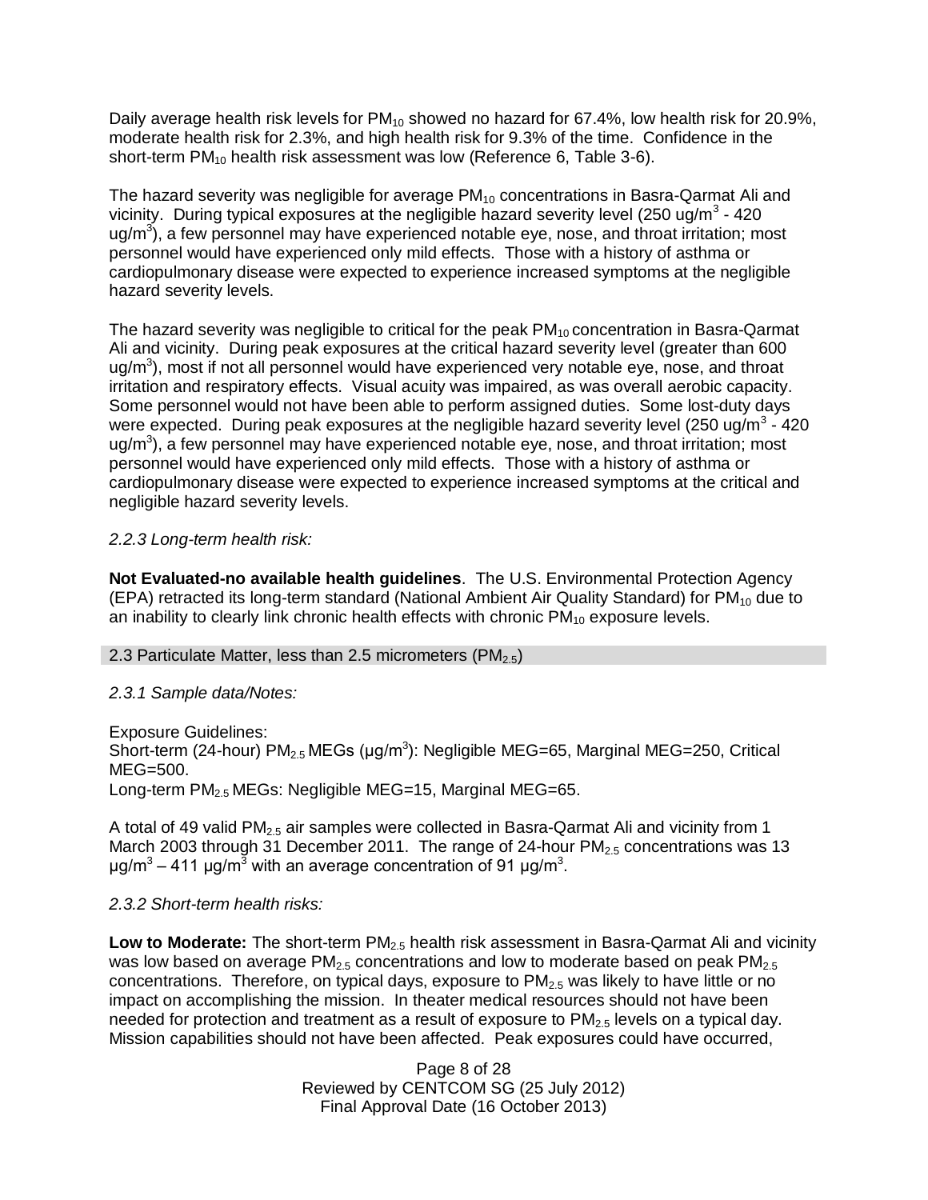Daily average health risk levels for $PM_{10}$ showed no hazard for 67.4%, low health risk for 20.9%, moderate health risk for 2.3%, and high health risk for 9.3% of the time. Confidence in the short-term $PM_{10}$ health risk assessment was low (Reference 6, Table 3-6).

The hazard severity was negligible for average $PM_{10}$ concentrations in Basra-Qarmat Ali and vicinity. During typical exposures at the negligible hazard severity level (250 ug/$m^3$ - 420 ug/$m^3$), a few personnel may have experienced notable eye, nose, and throat irritation; most personnel would have experienced only mild effects. Those with a history of asthma or cardiopulmonary disease were expected to experience increased symptoms at the negligible hazard severity levels.

The hazard severity was negligible to critical for the peak $PM_{10}$ concentration in Basra-Qarmat Ali and vicinity. During peak exposures at the critical hazard severity level (greater than 600 ug/$m^3$), most if not all personnel would have experienced very notable eye, nose, and throat irritation and respiratory effects. Visual acuity was impaired, as was overall aerobic capacity. Some personnel would not have been able to perform assigned duties. Some lost-duty days were expected. During peak exposures at the negligible hazard severity level (250 ug/$m^3$ - 420 ug/$m^3$), a few personnel may have experienced notable eye, nose, and throat irritation; most personnel would have experienced only mild effects. Those with a history of asthma or cardiopulmonary disease were expected to experience increased symptoms at the critical and negligible hazard severity levels.

*2.2.3 Long-term health risk:*

**Not Evaluated-no available health guidelines**. The U.S. Environmental Protection Agency (EPA) retracted its long-term standard (National Ambient Air Quality Standard) for $PM_{10}$ due to an inability to clearly link chronic health effects with chronic $PM_{10}$ exposure levels.

## 2.3 Particulate Matter, less than 2.5 micrometers ($PM_{2.5}$)

*2.3.1 Sample data/Notes:*

Exposure Guidelines:
Short-term (24-hour) $PM_{2.5}$ MEGs (µg/$m^3$): Negligible MEG=65, Marginal MEG=250, Critical MEG=500.
Long-term $PM_{2.5}$ MEGs: Negligible MEG=15, Marginal MEG=65.

A total of 49 valid $PM_{2.5}$ air samples were collected in Basra-Qarmat Ali and vicinity from 1 March 2003 through 31 December 2011. The range of 24-hour $PM_{2.5}$ concentrations was 13 µg/$m^3$ – 411 µg/$m^3$ with an average concentration of 91 µg/$m^3$.

*2.3.2 Short-term health risks:*

**Low to Moderate:** The short-term $PM_{2.5}$ health risk assessment in Basra-Qarmat Ali and vicinity was low based on average $PM_{2.5}$ concentrations and low to moderate based on peak $PM_{2.5}$ concentrations. Therefore, on typical days, exposure to $PM_{2.5}$ was likely to have little or no impact on accomplishing the mission. In theater medical resources should not have been needed for protection and treatment as a result of exposure to $PM_{2.5}$ levels on a typical day. Mission capabilities should not have been affected. Peak exposures could have occurred,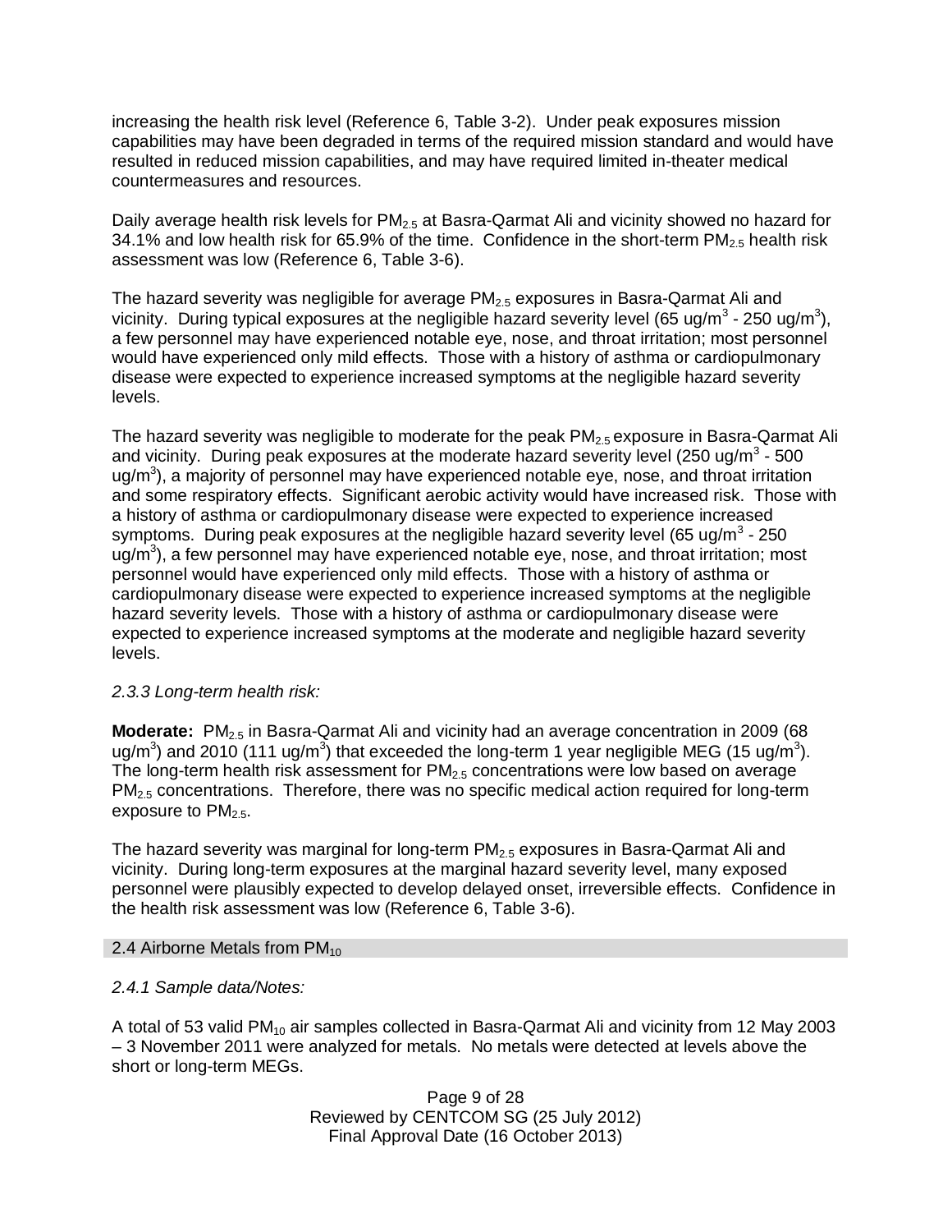increasing the health risk level (Reference 6, Table 3-2). Under peak exposures mission capabilities may have been degraded in terms of the required mission standard and would have resulted in reduced mission capabilities, and may have required limited in-theater medical countermeasures and resources.

Daily average health risk levels for $PM_{2.5}$ at Basra-Qarmat Ali and vicinity showed no hazard for 34.1% and low health risk for 65.9% of the time. Confidence in the short-term $PM_{2.5}$ health risk assessment was low (Reference 6, Table 3-6).

The hazard severity was negligible for average $PM_{2.5}$ exposures in Basra-Qarmat Ali and vicinity. During typical exposures at the negligible hazard severity level (65 ug/$m^3$ - 250 ug/$m^3$), a few personnel may have experienced notable eye, nose, and throat irritation; most personnel would have experienced only mild effects. Those with a history of asthma or cardiopulmonary disease were expected to experience increased symptoms at the negligible hazard severity levels.

The hazard severity was negligible to moderate for the peak $PM_{2.5}$ exposure in Basra-Qarmat Ali and vicinity. During peak exposures at the moderate hazard severity level (250 ug/$m^3$ - 500 ug/$m^3$), a majority of personnel may have experienced notable eye, nose, and throat irritation and some respiratory effects. Significant aerobic activity would have increased risk. Those with a history of asthma or cardiopulmonary disease were expected to experience increased symptoms. During peak exposures at the negligible hazard severity level (65 ug/$m^3$ - 250 ug/$m^3$), a few personnel may have experienced notable eye, nose, and throat irritation; most personnel would have experienced only mild effects. Those with a history of asthma or cardiopulmonary disease were expected to experience increased symptoms at the negligible hazard severity levels. Those with a history of asthma or cardiopulmonary disease were expected to experience increased symptoms at the moderate and negligible hazard severity levels.

*2.3.3 Long-term health risk:*

**Moderate:** $PM_{2.5}$ in Basra-Qarmat Ali and vicinity had an average concentration in 2009 (68 ug/$m^3$) and 2010 (111 ug/$m^3$) that exceeded the long-term 1 year negligible MEG (15 ug/$m^3$). The long-term health risk assessment for $PM_{2.5}$ concentrations were low based on average $PM_{2.5}$ concentrations. Therefore, there was no specific medical action required for long-term exposure to $PM_{2.5}$.

The hazard severity was marginal for long-term $PM_{2.5}$ exposures in Basra-Qarmat Ali and vicinity. During long-term exposures at the marginal hazard severity level, many exposed personnel were plausibly expected to develop delayed onset, irreversible effects. Confidence in the health risk assessment was low (Reference 6, Table 3-6).

## 2.4 Airborne Metals from $PM_{10}$

*2.4.1 Sample data/Notes:*

A total of 53 valid $PM_{10}$ air samples collected in Basra-Qarmat Ali and vicinity from 12 May 2003 – 3 November 2011 were analyzed for metals. No metals were detected at levels above the short or long-term MEGs.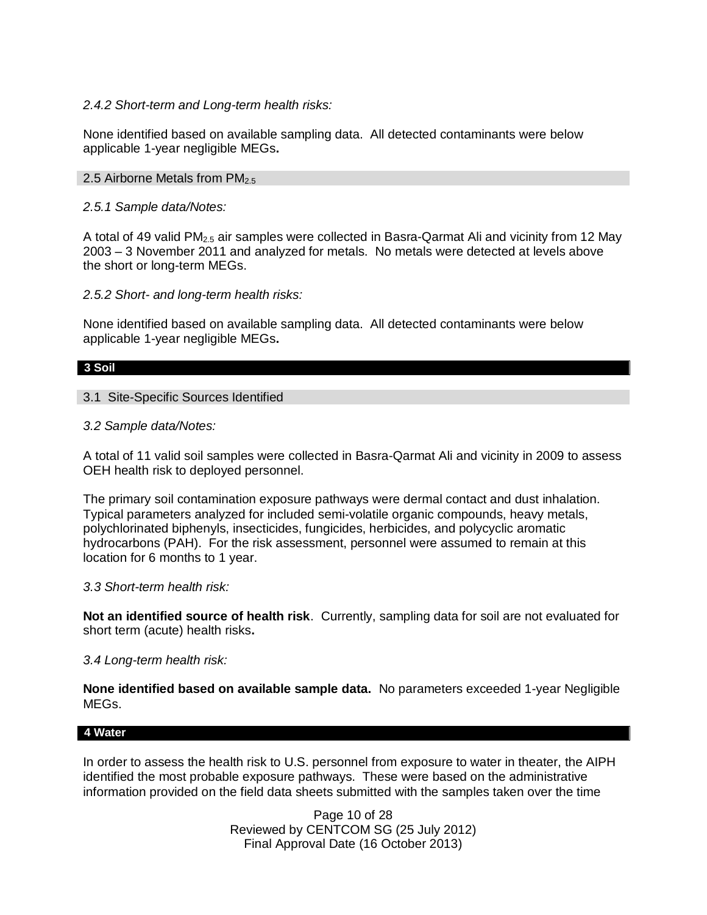*2.4.2 Short-term and Long-term health risks:*

None identified based on available sampling data. All detected contaminants were below applicable 1-year negligible MEGs**.**

### 2.5 Airborne Metals from $PM_{2.5}$

*2.5.1 Sample data/Notes:*

A total of 49 valid $PM_{2.5}$ air samples were collected in Basra-Qarmat Ali and vicinity from 12 May 2003 – 3 November 2011 and analyzed for metals. No metals were detected at levels above the short or long-term MEGs.

*2.5.2 Short- and long-term health risks:*

None identified based on available sampling data. All detected contaminants were below applicable 1-year negligible MEGs**.**

## 3 Soil

### 3.1 Site-Specific Sources Identified

*3.2 Sample data/Notes:*

A total of 11 valid soil samples were collected in Basra-Qarmat Ali and vicinity in 2009 to assess OEH health risk to deployed personnel.

The primary soil contamination exposure pathways were dermal contact and dust inhalation. Typical parameters analyzed for included semi-volatile organic compounds, heavy metals, polychlorinated biphenyls, insecticides, fungicides, herbicides, and polycyclic aromatic hydrocarbons (PAH). For the risk assessment, personnel were assumed to remain at this location for 6 months to 1 year.

*3.3 Short-term health risk:*

**Not an identified source of health risk**. Currently, sampling data for soil are not evaluated for short term (acute) health risks**.**

*3.4 Long-term health risk:*

**None identified based on available sample data.** No parameters exceeded 1-year Negligible MEGs.

## 4 Water

In order to assess the health risk to U.S. personnel from exposure to water in theater, the AIPH identified the most probable exposure pathways. These were based on the administrative information provided on the field data sheets submitted with the samples taken over the time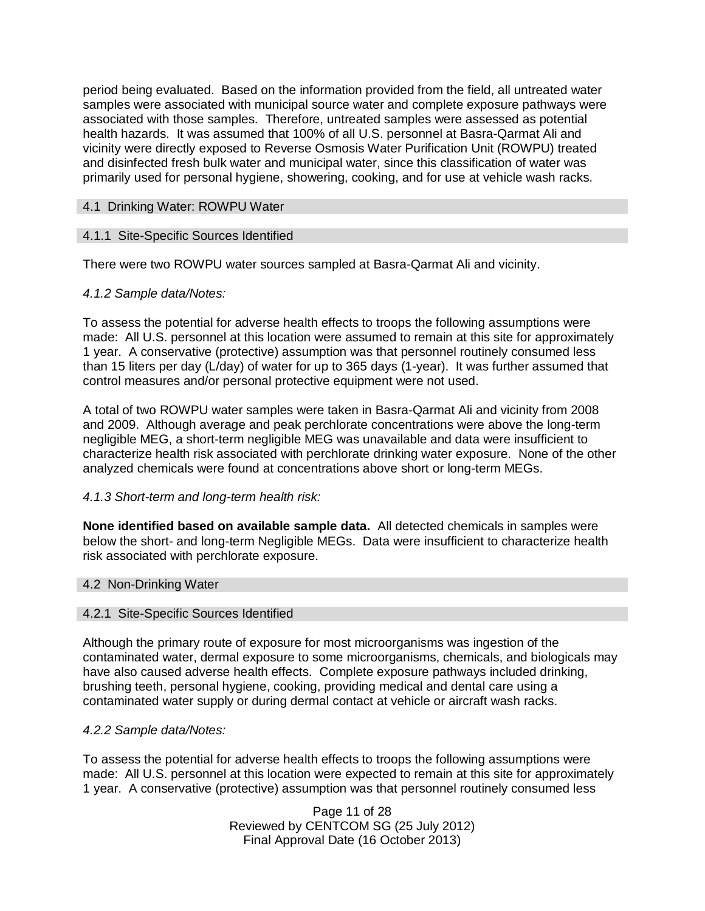period being evaluated. Based on the information provided from the field, all untreated water samples were associated with municipal source water and complete exposure pathways were associated with those samples. Therefore, untreated samples were assessed as potential health hazards. It was assumed that 100% of all U.S. personnel at Basra-Qarmat Ali and vicinity were directly exposed to Reverse Osmosis Water Purification Unit (ROWPU) treated and disinfected fresh bulk water and municipal water, since this classification of water was primarily used for personal hygiene, showering, cooking, and for use at vehicle wash racks.

## 4.1 Drinking Water: ROWPU Water

### 4.1.1 Site-Specific Sources Identified

There were two ROWPU water sources sampled at Basra-Qarmat Ali and vicinity.

### *4.1.2 Sample data/Notes:*

To assess the potential for adverse health effects to troops the following assumptions were made: All U.S. personnel at this location were assumed to remain at this site for approximately 1 year. A conservative (protective) assumption was that personnel routinely consumed less than 15 liters per day (L/day) of water for up to 365 days (1-year). It was further assumed that control measures and/or personal protective equipment were not used.

A total of two ROWPU water samples were taken in Basra-Qarmat Ali and vicinity from 2008 and 2009. Although average and peak perchlorate concentrations were above the long-term negligible MEG, a short-term negligible MEG was unavailable and data were insufficient to characterize health risk associated with perchlorate drinking water exposure. None of the other analyzed chemicals were found at concentrations above short or long-term MEGs.

### *4.1.3 Short-term and long-term health risk:*

**None identified based on available sample data.** All detected chemicals in samples were below the short- and long-term Negligible MEGs. Data were insufficient to characterize health risk associated with perchlorate exposure.

## 4.2 Non-Drinking Water

### 4.2.1 Site-Specific Sources Identified

Although the primary route of exposure for most microorganisms was ingestion of the contaminated water, dermal exposure to some microorganisms, chemicals, and biologicals may have also caused adverse health effects. Complete exposure pathways included drinking, brushing teeth, personal hygiene, cooking, providing medical and dental care using a contaminated water supply or during dermal contact at vehicle or aircraft wash racks.

### *4.2.2 Sample data/Notes:*

To assess the potential for adverse health effects to troops the following assumptions were made: All U.S. personnel at this location were expected to remain at this site for approximately 1 year. A conservative (protective) assumption was that personnel routinely consumed less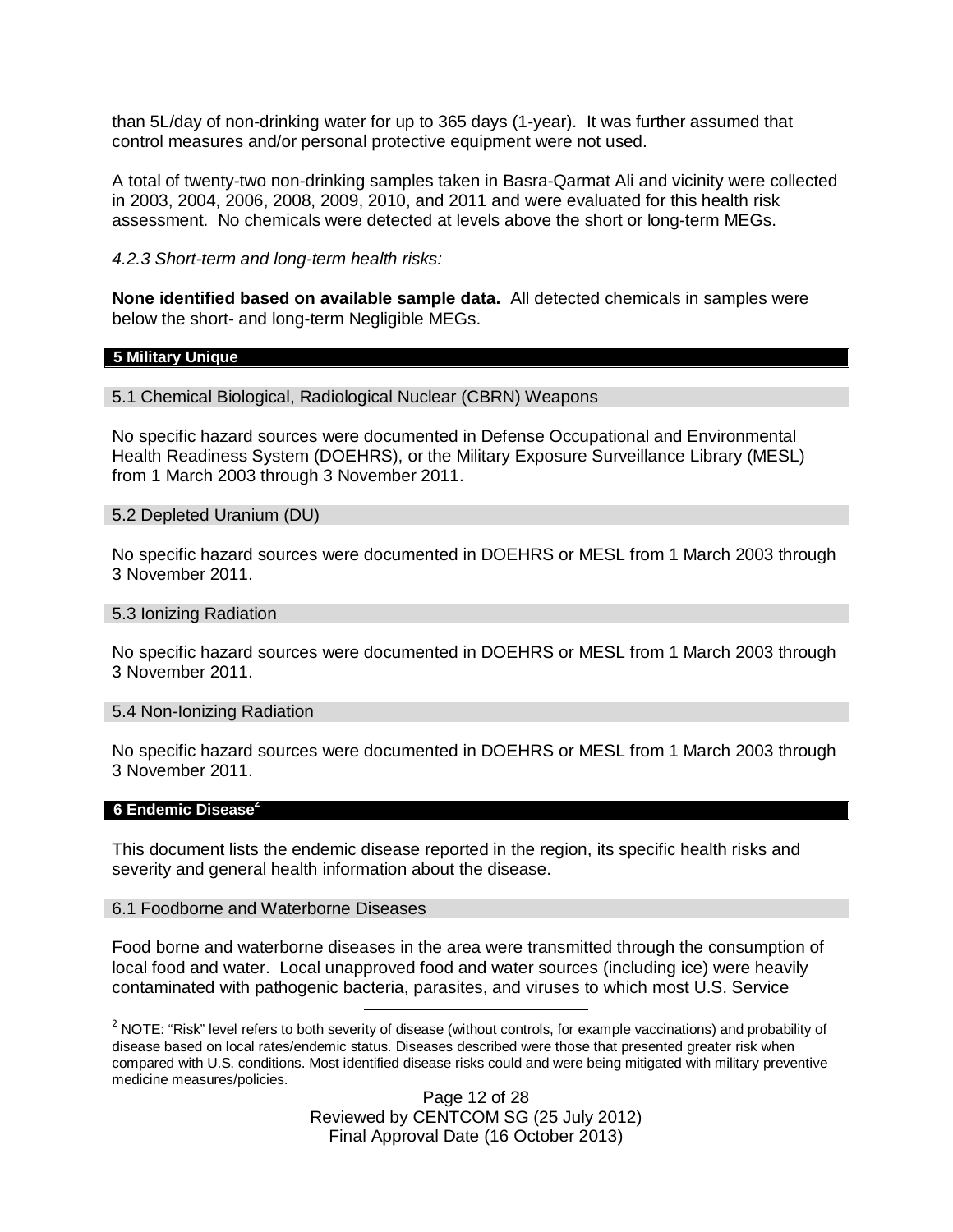than 5L/day of non-drinking water for up to 365 days (1-year). It was further assumed that control measures and/or personal protective equipment were not used.

A total of twenty-two non-drinking samples taken in Basra-Qarmat Ali and vicinity were collected in 2003, 2004, 2006, 2008, 2009, 2010, and 2011 and were evaluated for this health risk assessment. No chemicals were detected at levels above the short or long-term MEGs.

*4.2.3 Short-term and long-term health risks:*

**None identified based on available sample data.** All detected chemicals in samples were below the short- and long-term Negligible MEGs.

## 5 Military Unique

### 5.1 Chemical Biological, Radiological Nuclear (CBRN) Weapons

No specific hazard sources were documented in Defense Occupational and Environmental Health Readiness System (DOEHRS), or the Military Exposure Surveillance Library (MESL) from 1 March 2003 through 3 November 2011.

### 5.2 Depleted Uranium (DU)

No specific hazard sources were documented in DOEHRS or MESL from 1 March 2003 through 3 November 2011.

### 5.3 Ionizing Radiation

No specific hazard sources were documented in DOEHRS or MESL from 1 March 2003 through 3 November 2011.

### 5.4 Non-Ionizing Radiation

No specific hazard sources were documented in DOEHRS or MESL from 1 March 2003 through 3 November 2011.

## 6 Endemic Disease[2]

This document lists the endemic disease reported in the region, its specific health risks and severity and general health information about the disease.

### 6.1 Foodborne and Waterborne Diseases

Food borne and waterborne diseases in the area were transmitted through the consumption of local food and water. Local unapproved food and water sources (including ice) were heavily contaminated with pathogenic bacteria, parasites, and viruses to which most U.S. Service

[2] NOTE: "Risk" level refers to both severity of disease (without controls, for example vaccinations) and probability of disease based on local rates/endemic status. Diseases described were those that presented greater risk when compared with U.S. conditions. Most identified disease risks could and were being mitigated with military preventive medicine measures/policies.

Reviewed by CENTCOM SG (25 July 2012)
Final Approval Date (16 October 2013)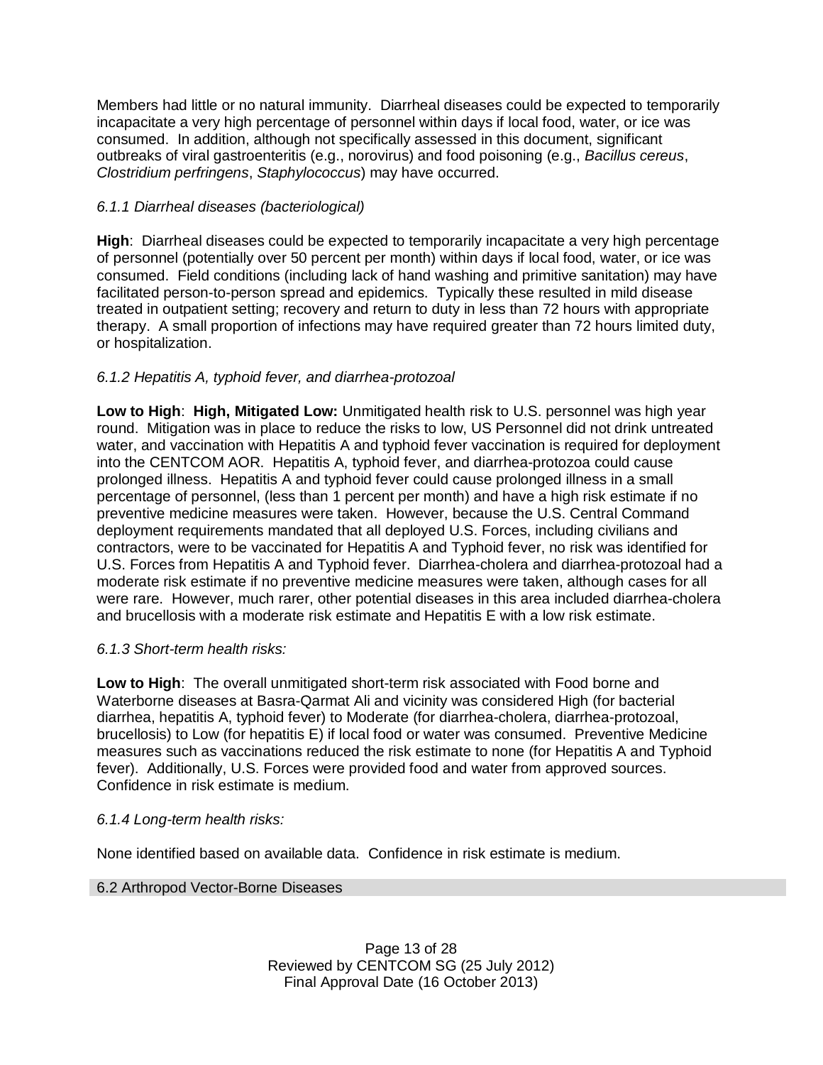Members had little or no natural immunity. Diarrheal diseases could be expected to temporarily incapacitate a very high percentage of personnel within days if local food, water, or ice was consumed. In addition, although not specifically assessed in this document, significant outbreaks of viral gastroenteritis (e.g., norovirus) and food poisoning (e.g., *Bacillus cereus*, *Clostridium perfringens*, *Staphylococcus*) may have occurred.

*6.1.1 Diarrheal diseases (bacteriological)*

**High**: Diarrheal diseases could be expected to temporarily incapacitate a very high percentage of personnel (potentially over 50 percent per month) within days if local food, water, or ice was consumed. Field conditions (including lack of hand washing and primitive sanitation) may have facilitated person-to-person spread and epidemics. Typically these resulted in mild disease treated in outpatient setting; recovery and return to duty in less than 72 hours with appropriate therapy. A small proportion of infections may have required greater than 72 hours limited duty, or hospitalization.

*6.1.2 Hepatitis A, typhoid fever, and diarrhea-protozoal*

**Low to High**: **High, Mitigated Low:** Unmitigated health risk to U.S. personnel was high year round. Mitigation was in place to reduce the risks to low, US Personnel did not drink untreated water, and vaccination with Hepatitis A and typhoid fever vaccination is required for deployment into the CENTCOM AOR. Hepatitis A, typhoid fever, and diarrhea-protozoa could cause prolonged illness. Hepatitis A and typhoid fever could cause prolonged illness in a small percentage of personnel, (less than 1 percent per month) and have a high risk estimate if no preventive medicine measures were taken. However, because the U.S. Central Command deployment requirements mandated that all deployed U.S. Forces, including civilians and contractors, were to be vaccinated for Hepatitis A and Typhoid fever, no risk was identified for U.S. Forces from Hepatitis A and Typhoid fever. Diarrhea-cholera and diarrhea-protozoal had a moderate risk estimate if no preventive medicine measures were taken, although cases for all were rare. However, much rarer, other potential diseases in this area included diarrhea-cholera and brucellosis with a moderate risk estimate and Hepatitis E with a low risk estimate.

*6.1.3 Short-term health risks:*

**Low to High**: The overall unmitigated short-term risk associated with Food borne and Waterborne diseases at Basra-Qarmat Ali and vicinity was considered High (for bacterial diarrhea, hepatitis A, typhoid fever) to Moderate (for diarrhea-cholera, diarrhea-protozoal, brucellosis) to Low (for hepatitis E) if local food or water was consumed. Preventive Medicine measures such as vaccinations reduced the risk estimate to none (for Hepatitis A and Typhoid fever). Additionally, U.S. Forces were provided food and water from approved sources. Confidence in risk estimate is medium.

*6.1.4 Long-term health risks:*

None identified based on available data. Confidence in risk estimate is medium.

## 6.2 Arthropod Vector-Borne Diseases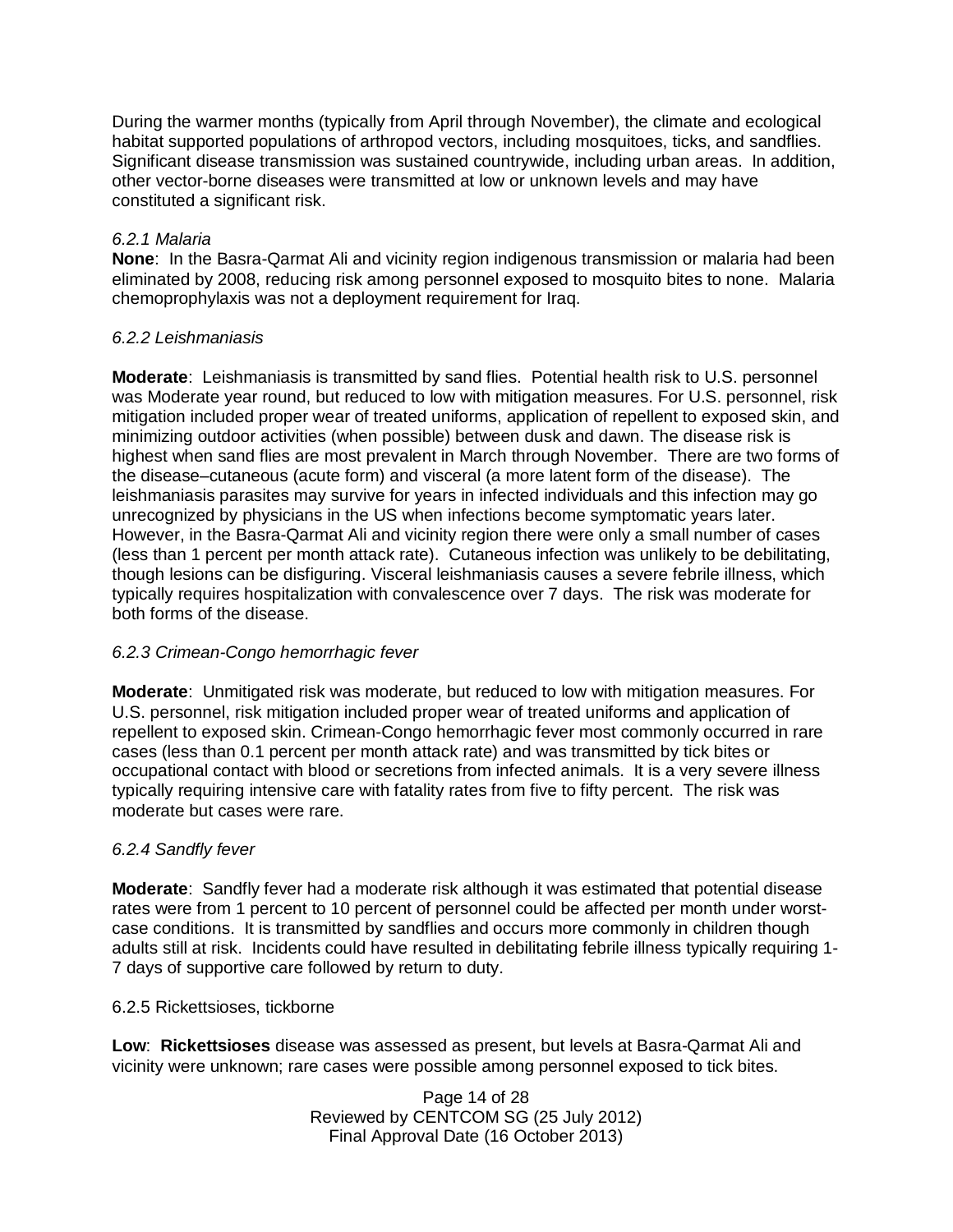During the warmer months (typically from April through November), the climate and ecological habitat supported populations of arthropod vectors, including mosquitoes, ticks, and sandflies. Significant disease transmission was sustained countrywide, including urban areas. In addition, other vector-borne diseases were transmitted at low or unknown levels and may have constituted a significant risk.

*6.2.1 Malaria*

**None**: In the Basra-Qarmat Ali and vicinity region indigenous transmission or malaria had been eliminated by 2008, reducing risk among personnel exposed to mosquito bites to none. Malaria chemoprophylaxis was not a deployment requirement for Iraq.

*6.2.2 Leishmaniasis*

**Moderate**: Leishmaniasis is transmitted by sand flies. Potential health risk to U.S. personnel was Moderate year round, but reduced to low with mitigation measures. For U.S. personnel, risk mitigation included proper wear of treated uniforms, application of repellent to exposed skin, and minimizing outdoor activities (when possible) between dusk and dawn. The disease risk is highest when sand flies are most prevalent in March through November. There are two forms of the disease–cutaneous (acute form) and visceral (a more latent form of the disease). The leishmaniasis parasites may survive for years in infected individuals and this infection may go unrecognized by physicians in the US when infections become symptomatic years later. However, in the Basra-Qarmat Ali and vicinity region there were only a small number of cases (less than 1 percent per month attack rate). Cutaneous infection was unlikely to be debilitating, though lesions can be disfiguring. Visceral leishmaniasis causes a severe febrile illness, which typically requires hospitalization with convalescence over 7 days. The risk was moderate for both forms of the disease.

*6.2.3 Crimean-Congo hemorrhagic fever*

**Moderate**: Unmitigated risk was moderate, but reduced to low with mitigation measures. For U.S. personnel, risk mitigation included proper wear of treated uniforms and application of repellent to exposed skin. Crimean-Congo hemorrhagic fever most commonly occurred in rare cases (less than 0.1 percent per month attack rate) and was transmitted by tick bites or occupational contact with blood or secretions from infected animals. It is a very severe illness typically requiring intensive care with fatality rates from five to fifty percent. The risk was moderate but cases were rare.

*6.2.4 Sandfly fever*

**Moderate**: Sandfly fever had a moderate risk although it was estimated that potential disease rates were from 1 percent to 10 percent of personnel could be affected per month under worst-case conditions. It is transmitted by sandflies and occurs more commonly in children though adults still at risk. Incidents could have resulted in debilitating febrile illness typically requiring 1-7 days of supportive care followed by return to duty.

6.2.5 Rickettsioses, tickborne

**Low**: **Rickettsioses** disease was assessed as present, but levels at Basra-Qarmat Ali and vicinity were unknown; rare cases were possible among personnel exposed to tick bites.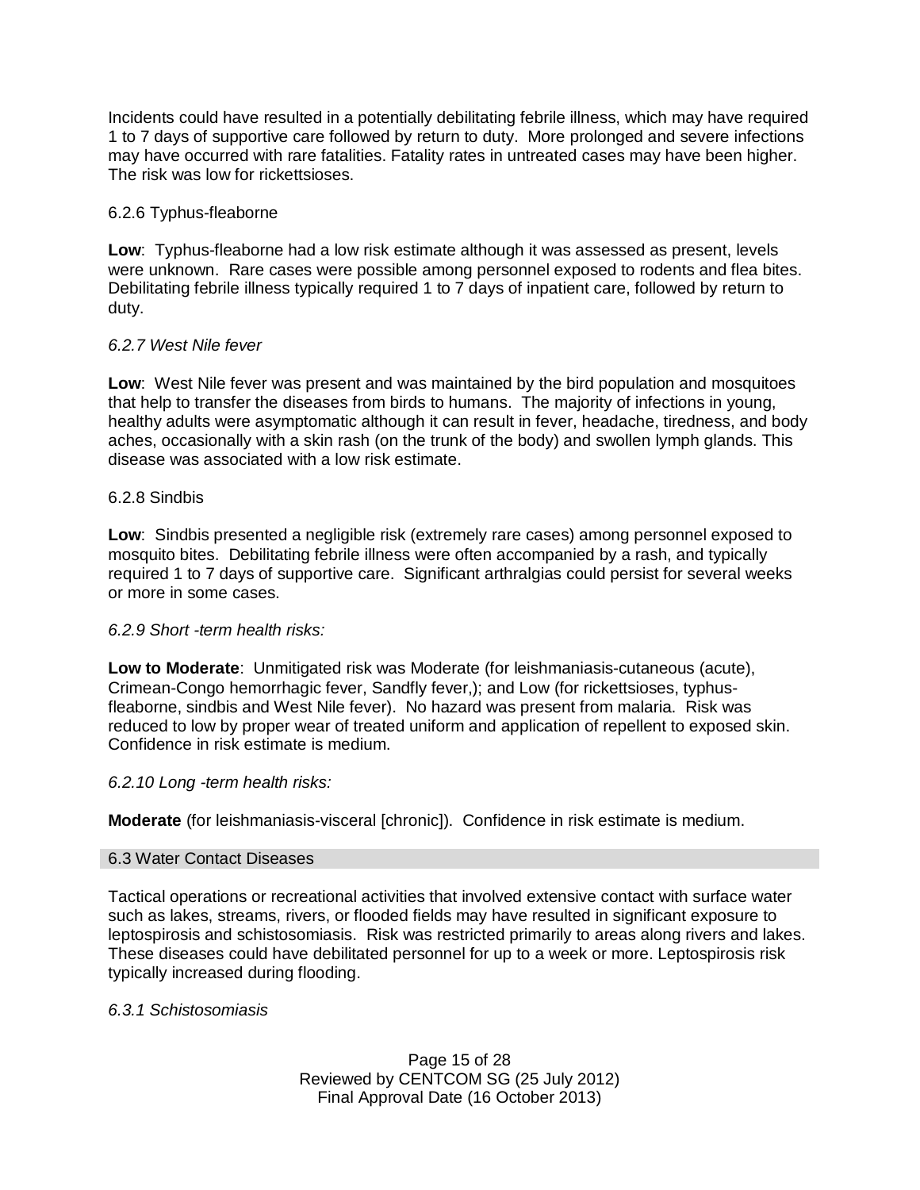Incidents could have resulted in a potentially debilitating febrile illness, which may have required 1 to 7 days of supportive care followed by return to duty. More prolonged and severe infections may have occurred with rare fatalities. Fatality rates in untreated cases may have been higher. The risk was low for rickettsioses.

#### 6.2.6 Typhus-fleaborne

**Low**: Typhus-fleaborne had a low risk estimate although it was assessed as present, levels were unknown. Rare cases were possible among personnel exposed to rodents and flea bites. Debilitating febrile illness typically required 1 to 7 days of inpatient care, followed by return to duty.

#### *6.2.7 West Nile fever*

**Low**: West Nile fever was present and was maintained by the bird population and mosquitoes that help to transfer the diseases from birds to humans. The majority of infections in young, healthy adults were asymptomatic although it can result in fever, headache, tiredness, and body aches, occasionally with a skin rash (on the trunk of the body) and swollen lymph glands. This disease was associated with a low risk estimate.

#### 6.2.8 Sindbis

**Low**: Sindbis presented a negligible risk (extremely rare cases) among personnel exposed to mosquito bites. Debilitating febrile illness were often accompanied by a rash, and typically required 1 to 7 days of supportive care. Significant arthralgias could persist for several weeks or more in some cases.

#### *6.2.9 Short -term health risks:*

**Low to Moderate**: Unmitigated risk was Moderate (for leishmaniasis-cutaneous (acute), Crimean-Congo hemorrhagic fever, Sandfly fever,); and Low (for rickettsioses, typhus-fleaborne, sindbis and West Nile fever). No hazard was present from malaria. Risk was reduced to low by proper wear of treated uniform and application of repellent to exposed skin. Confidence in risk estimate is medium.

#### *6.2.10 Long -term health risks:*

**Moderate** (for leishmaniasis-visceral [chronic]). Confidence in risk estimate is medium.

### 6.3 Water Contact Diseases

Tactical operations or recreational activities that involved extensive contact with surface water such as lakes, streams, rivers, or flooded fields may have resulted in significant exposure to leptospirosis and schistosomiasis. Risk was restricted primarily to areas along rivers and lakes. These diseases could have debilitated personnel for up to a week or more. Leptospirosis risk typically increased during flooding.

#### *6.3.1 Schistosomiasis*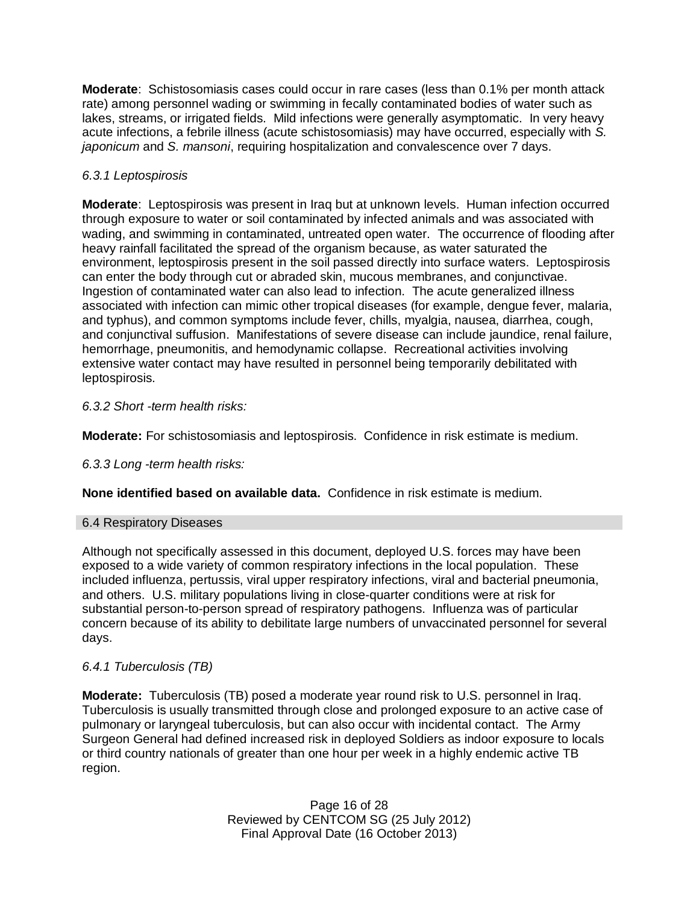**Moderate**: Schistosomiasis cases could occur in rare cases (less than 0.1% per month attack rate) among personnel wading or swimming in fecally contaminated bodies of water such as lakes, streams, or irrigated fields. Mild infections were generally asymptomatic. In very heavy acute infections, a febrile illness (acute schistosomiasis) may have occurred, especially with *S. japonicum* and *S. mansoni*, requiring hospitalization and convalescence over 7 days.

### *6.3.1 Leptospirosis*

**Moderate**: Leptospirosis was present in Iraq but at unknown levels. Human infection occurred through exposure to water or soil contaminated by infected animals and was associated with wading, and swimming in contaminated, untreated open water. The occurrence of flooding after heavy rainfall facilitated the spread of the organism because, as water saturated the environment, leptospirosis present in the soil passed directly into surface waters. Leptospirosis can enter the body through cut or abraded skin, mucous membranes, and conjunctivae. Ingestion of contaminated water can also lead to infection. The acute generalized illness associated with infection can mimic other tropical diseases (for example, dengue fever, malaria, and typhus), and common symptoms include fever, chills, myalgia, nausea, diarrhea, cough, and conjunctival suffusion. Manifestations of severe disease can include jaundice, renal failure, hemorrhage, pneumonitis, and hemodynamic collapse. Recreational activities involving extensive water contact may have resulted in personnel being temporarily debilitated with leptospirosis.

### *6.3.2 Short -term health risks:*

**Moderate:** For schistosomiasis and leptospirosis. Confidence in risk estimate is medium.

### *6.3.3 Long -term health risks:*

**None identified based on available data.** Confidence in risk estimate is medium.

## 6.4 Respiratory Diseases

Although not specifically assessed in this document, deployed U.S. forces may have been exposed to a wide variety of common respiratory infections in the local population. These included influenza, pertussis, viral upper respiratory infections, viral and bacterial pneumonia, and others. U.S. military populations living in close-quarter conditions were at risk for substantial person-to-person spread of respiratory pathogens. Influenza was of particular concern because of its ability to debilitate large numbers of unvaccinated personnel for several days.

### *6.4.1 Tuberculosis (TB)*

**Moderate:** Tuberculosis (TB) posed a moderate year round risk to U.S. personnel in Iraq. Tuberculosis is usually transmitted through close and prolonged exposure to an active case of pulmonary or laryngeal tuberculosis, but can also occur with incidental contact. The Army Surgeon General had defined increased risk in deployed Soldiers as indoor exposure to locals or third country nationals of greater than one hour per week in a highly endemic active TB region.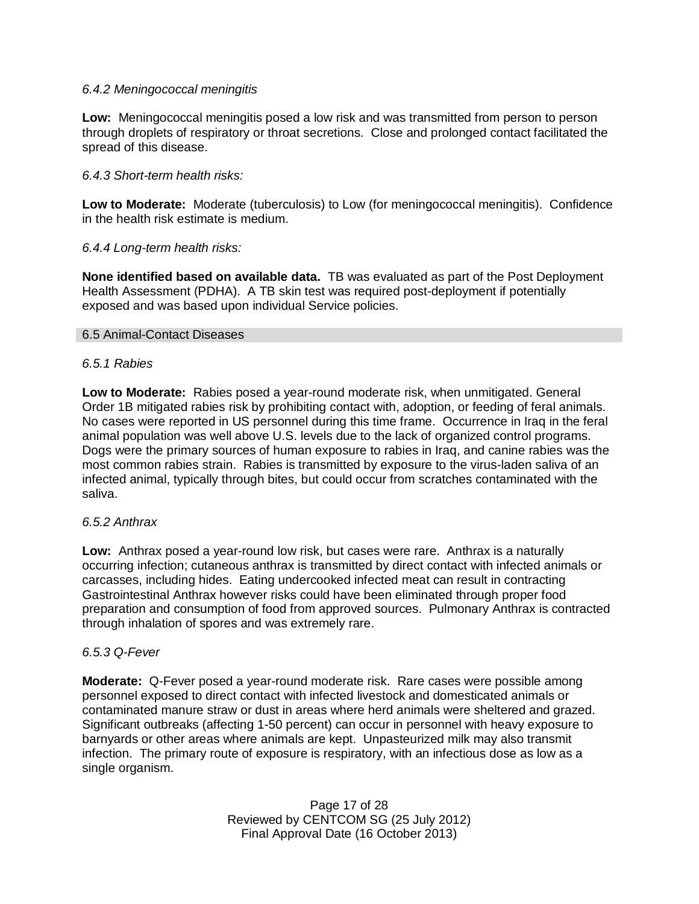*6.4.2 Meningococcal meningitis*

**Low:** Meningococcal meningitis posed a low risk and was transmitted from person to person through droplets of respiratory or throat secretions. Close and prolonged contact facilitated the spread of this disease.

*6.4.3 Short-term health risks:*

**Low to Moderate:** Moderate (tuberculosis) to Low (for meningococcal meningitis). Confidence in the health risk estimate is medium.

*6.4.4 Long-term health risks:*

**None identified based on available data.** TB was evaluated as part of the Post Deployment Health Assessment (PDHA). A TB skin test was required post-deployment if potentially exposed and was based upon individual Service policies.

## 6.5 Animal-Contact Diseases

*6.5.1 Rabies*

**Low to Moderate:** Rabies posed a year-round moderate risk, when unmitigated. General Order 1B mitigated rabies risk by prohibiting contact with, adoption, or feeding of feral animals. No cases were reported in US personnel during this time frame. Occurrence in Iraq in the feral animal population was well above U.S. levels due to the lack of organized control programs. Dogs were the primary sources of human exposure to rabies in Iraq, and canine rabies was the most common rabies strain. Rabies is transmitted by exposure to the virus-laden saliva of an infected animal, typically through bites, but could occur from scratches contaminated with the saliva.

*6.5.2 Anthrax*

**Low:** Anthrax posed a year-round low risk, but cases were rare. Anthrax is a naturally occurring infection; cutaneous anthrax is transmitted by direct contact with infected animals or carcasses, including hides. Eating undercooked infected meat can result in contracting Gastrointestinal Anthrax however risks could have been eliminated through proper food preparation and consumption of food from approved sources. Pulmonary Anthrax is contracted through inhalation of spores and was extremely rare.

*6.5.3 Q-Fever*

**Moderate:** Q-Fever posed a year-round moderate risk. Rare cases were possible among personnel exposed to direct contact with infected livestock and domesticated animals or contaminated manure straw or dust in areas where herd animals were sheltered and grazed. Significant outbreaks (affecting 1-50 percent) can occur in personnel with heavy exposure to barnyards or other areas where animals are kept. Unpasteurized milk may also transmit infection. The primary route of exposure is respiratory, with an infectious dose as low as a single organism.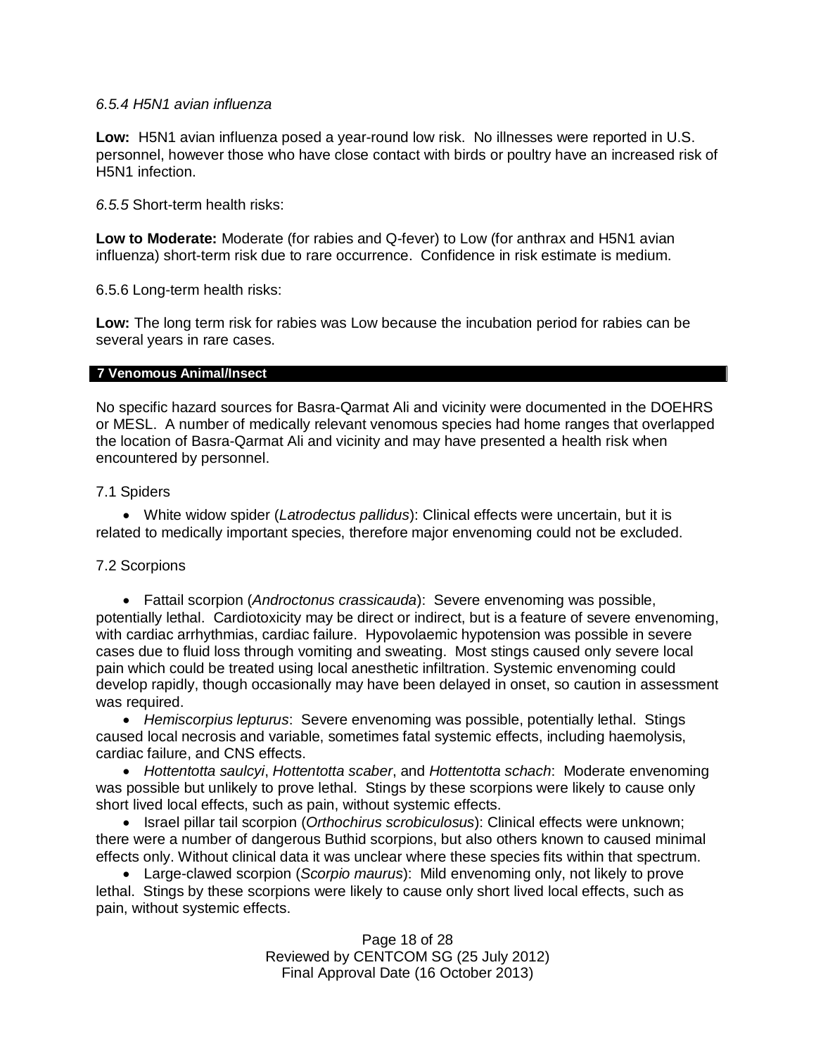*6.5.4 H5N1 avian influenza*

**Low:** H5N1 avian influenza posed a year-round low risk. No illnesses were reported in U.S. personnel, however those who have close contact with birds or poultry have an increased risk of H5N1 infection.

*6.5.5* Short-term health risks:

**Low to Moderate:** Moderate (for rabies and Q-fever) to Low (for anthrax and H5N1 avian influenza) short-term risk due to rare occurrence. Confidence in risk estimate is medium.

6.5.6 Long-term health risks:

**Low:** The long term risk for rabies was Low because the incubation period for rabies can be several years in rare cases.

## 7 Venomous Animal/Insect

No specific hazard sources for Basra-Qarmat Ali and vicinity were documented in the DOEHRS or MESL. A number of medically relevant venomous species had home ranges that overlapped the location of Basra-Qarmat Ali and vicinity and may have presented a health risk when encountered by personnel.

### 7.1 Spiders

- White widow spider (*Latrodectus pallidus*): Clinical effects were uncertain, but it is related to medically important species, therefore major envenoming could not be excluded.

### 7.2 Scorpions

- Fattail scorpion (*Androctonus crassicauda*): Severe envenoming was possible, potentially lethal. Cardiotoxicity may be direct or indirect, but is a feature of severe envenoming, with cardiac arrhythmias, cardiac failure. Hypovolaemic hypotension was possible in severe cases due to fluid loss through vomiting and sweating. Most stings caused only severe local pain which could be treated using local anesthetic infiltration. Systemic envenoming could develop rapidly, though occasionally may have been delayed in onset, so caution in assessment was required.
- *Hemiscorpius lepturus*: Severe envenoming was possible, potentially lethal. Stings caused local necrosis and variable, sometimes fatal systemic effects, including haemolysis, cardiac failure, and CNS effects.
- *Hottentotta saulcyi*, *Hottentotta scaber*, and *Hottentotta schach*: Moderate envenoming was possible but unlikely to prove lethal. Stings by these scorpions were likely to cause only short lived local effects, such as pain, without systemic effects.
- Israel pillar tail scorpion (*Orthochirus scrobiculosus*): Clinical effects were unknown; there were a number of dangerous Buthid scorpions, but also others known to caused minimal effects only. Without clinical data it was unclear where these species fits within that spectrum.
- Large-clawed scorpion (*Scorpio maurus*): Mild envenoming only, not likely to prove lethal. Stings by these scorpions were likely to cause only short lived local effects, such as pain, without systemic effects.

Reviewed by CENTCOM SG (25 July 2012)
Final Approval Date (16 October 2013)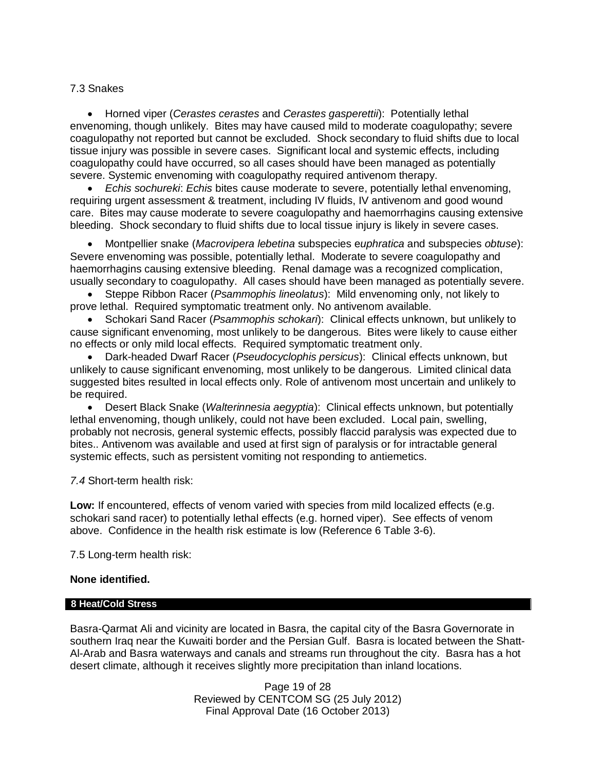7.3 Snakes

- Horned viper (*Cerastes cerastes* and *Cerastes gasperettii*): Potentially lethal envenoming, though unlikely. Bites may have caused mild to moderate coagulopathy; severe coagulopathy not reported but cannot be excluded. Shock secondary to fluid shifts due to local tissue injury was possible in severe cases. Significant local and systemic effects, including coagulopathy could have occurred, so all cases should have been managed as potentially severe. Systemic envenoming with coagulopathy required antivenom therapy.
- *Echis sochureki*: *Echis* bites cause moderate to severe, potentially lethal envenoming, requiring urgent assessment & treatment, including IV fluids, IV antivenom and good wound care. Bites may cause moderate to severe coagulopathy and haemorrhagins causing extensive bleeding. Shock secondary to fluid shifts due to local tissue injury is likely in severe cases.
- Montpellier snake (*Macrovipera lebetina* subspecies e*uphratica* and subspecies *obtuse*): Severe envenoming was possible, potentially lethal. Moderate to severe coagulopathy and haemorrhagins causing extensive bleeding. Renal damage was a recognized complication, usually secondary to coagulopathy. All cases should have been managed as potentially severe.
- Steppe Ribbon Racer (*Psammophis lineolatus*): Mild envenoming only, not likely to prove lethal. Required symptomatic treatment only. No antivenom available.
- Schokari Sand Racer (*Psammophis schokari*): Clinical effects unknown, but unlikely to cause significant envenoming, most unlikely to be dangerous. Bites were likely to cause either no effects or only mild local effects. Required symptomatic treatment only.
- Dark-headed Dwarf Racer (*Pseudocyclophis persicus*): Clinical effects unknown, but unlikely to cause significant envenoming, most unlikely to be dangerous. Limited clinical data suggested bites resulted in local effects only. Role of antivenom most uncertain and unlikely to be required.
- Desert Black Snake (*Walterinnesia aegyptia*): Clinical effects unknown, but potentially lethal envenoming, though unlikely, could not have been excluded. Local pain, swelling, probably not necrosis, general systemic effects, possibly flaccid paralysis was expected due to bites.. Antivenom was available and used at first sign of paralysis or for intractable general systemic effects, such as persistent vomiting not responding to antiemetics.

*7.4* Short-term health risk:

**Low:** If encountered, effects of venom varied with species from mild localized effects (e.g. schokari sand racer) to potentially lethal effects (e.g. horned viper). See effects of venom above. Confidence in the health risk estimate is low (Reference 6 Table 3-6).

7.5 Long-term health risk:

**None identified.**

## 8 Heat/Cold Stress

Basra-Qarmat Ali and vicinity are located in Basra, the capital city of the Basra Governorate in southern Iraq near the Kuwaiti border and the Persian Gulf. Basra is located between the Shatt-Al-Arab and Basra waterways and canals and streams run throughout the city. Basra has a hot desert climate, although it receives slightly more precipitation than inland locations.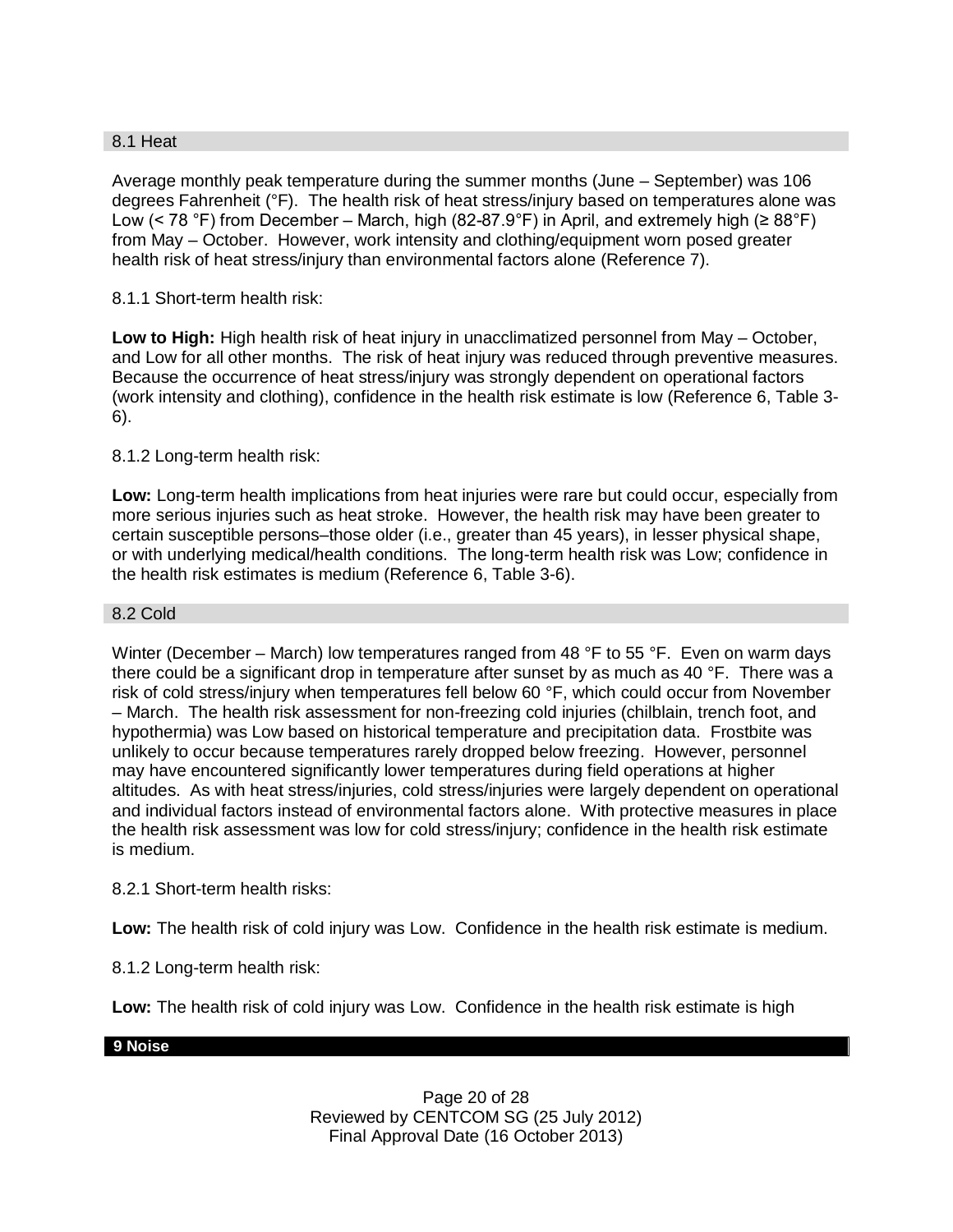## 8.1 Heat

Average monthly peak temperature during the summer months (June – September) was 106 degrees Fahrenheit (°F). The health risk of heat stress/injury based on temperatures alone was Low (< 78 °F) from December – March, high (82-87.9°F) in April, and extremely high (≥ 88°F) from May – October. However, work intensity and clothing/equipment worn posed greater health risk of heat stress/injury than environmental factors alone (Reference 7).

8.1.1 Short-term health risk:

**Low to High:** High health risk of heat injury in unacclimatized personnel from May – October, and Low for all other months. The risk of heat injury was reduced through preventive measures. Because the occurrence of heat stress/injury was strongly dependent on operational factors (work intensity and clothing), confidence in the health risk estimate is low (Reference 6, Table 3-6).

8.1.2 Long-term health risk:

**Low:** Long-term health implications from heat injuries were rare but could occur, especially from more serious injuries such as heat stroke. However, the health risk may have been greater to certain susceptible persons–those older (i.e., greater than 45 years), in lesser physical shape, or with underlying medical/health conditions. The long-term health risk was Low; confidence in the health risk estimates is medium (Reference 6, Table 3-6).

## 8.2 Cold

Winter (December – March) low temperatures ranged from 48 °F to 55 °F. Even on warm days there could be a significant drop in temperature after sunset by as much as 40 °F. There was a risk of cold stress/injury when temperatures fell below 60 °F, which could occur from November – March. The health risk assessment for non-freezing cold injuries (chilblain, trench foot, and hypothermia) was Low based on historical temperature and precipitation data. Frostbite was unlikely to occur because temperatures rarely dropped below freezing. However, personnel may have encountered significantly lower temperatures during field operations at higher altitudes. As with heat stress/injuries, cold stress/injuries were largely dependent on operational and individual factors instead of environmental factors alone. With protective measures in place the health risk assessment was low for cold stress/injury; confidence in the health risk estimate is medium.

8.2.1 Short-term health risks:

**Low:** The health risk of cold injury was Low. Confidence in the health risk estimate is medium.

8.1.2 Long-term health risk:

**Low:** The health risk of cold injury was Low. Confidence in the health risk estimate is high

# 9 Noise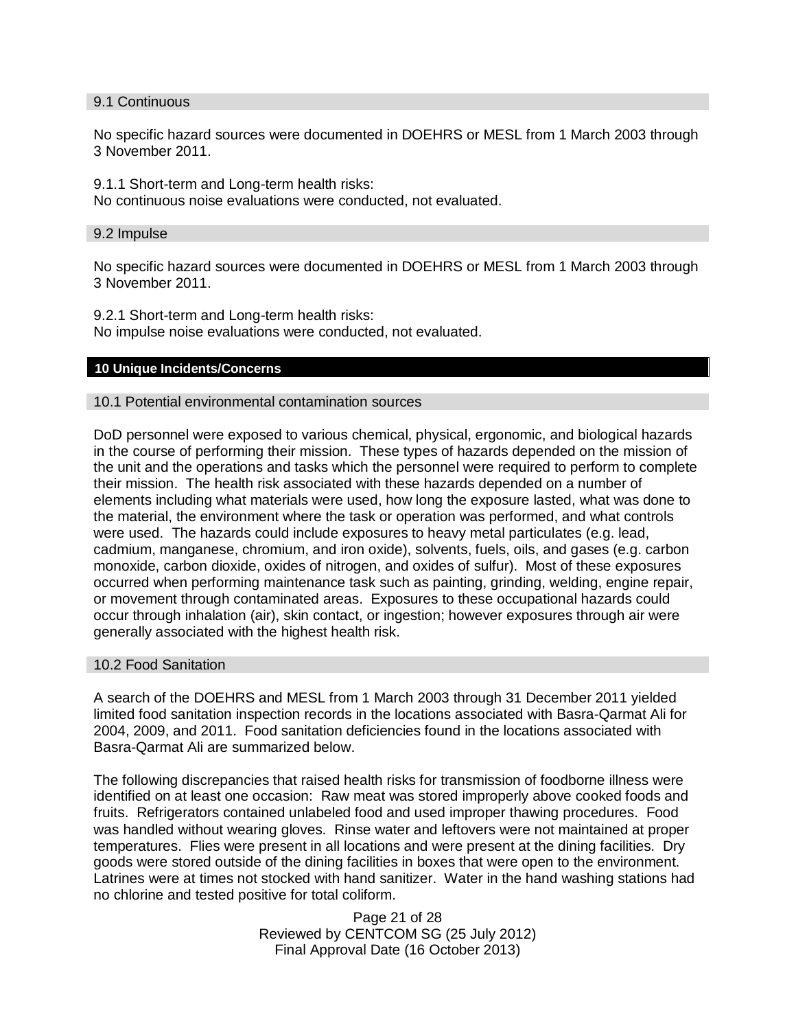### 9.1 Continuous

No specific hazard sources were documented in DOEHRS or MESL from 1 March 2003 through 3 November 2011.

9.1.1 Short-term and Long-term health risks:
No continuous noise evaluations were conducted, not evaluated.

### 9.2 Impulse

No specific hazard sources were documented in DOEHRS or MESL from 1 March 2003 through 3 November 2011.

9.2.1 Short-term and Long-term health risks:
No impulse noise evaluations were conducted, not evaluated.

## 10 Unique Incidents/Concerns

### 10.1 Potential environmental contamination sources

DoD personnel were exposed to various chemical, physical, ergonomic, and biological hazards in the course of performing their mission. These types of hazards depended on the mission of the unit and the operations and tasks which the personnel were required to perform to complete their mission. The health risk associated with these hazards depended on a number of elements including what materials were used, how long the exposure lasted, what was done to the material, the environment where the task or operation was performed, and what controls were used. The hazards could include exposures to heavy metal particulates (e.g. lead, cadmium, manganese, chromium, and iron oxide), solvents, fuels, oils, and gases (e.g. carbon monoxide, carbon dioxide, oxides of nitrogen, and oxides of sulfur). Most of these exposures occurred when performing maintenance task such as painting, grinding, welding, engine repair, or movement through contaminated areas. Exposures to these occupational hazards could occur through inhalation (air), skin contact, or ingestion; however exposures through air were generally associated with the highest health risk.

### 10.2 Food Sanitation

A search of the DOEHRS and MESL from 1 March 2003 through 31 December 2011 yielded limited food sanitation inspection records in the locations associated with Basra-Qarmat Ali for 2004, 2009, and 2011. Food sanitation deficiencies found in the locations associated with Basra-Qarmat Ali are summarized below.

The following discrepancies that raised health risks for transmission of foodborne illness were identified on at least one occasion: Raw meat was stored improperly above cooked foods and fruits. Refrigerators contained unlabeled food and used improper thawing procedures. Food was handled without wearing gloves. Rinse water and leftovers were not maintained at proper temperatures. Flies were present in all locations and were present at the dining facilities. Dry goods were stored outside of the dining facilities in boxes that were open to the environment. Latrines were at times not stocked with hand sanitizer. Water in the hand washing stations had no chlorine and tested positive for total coliform.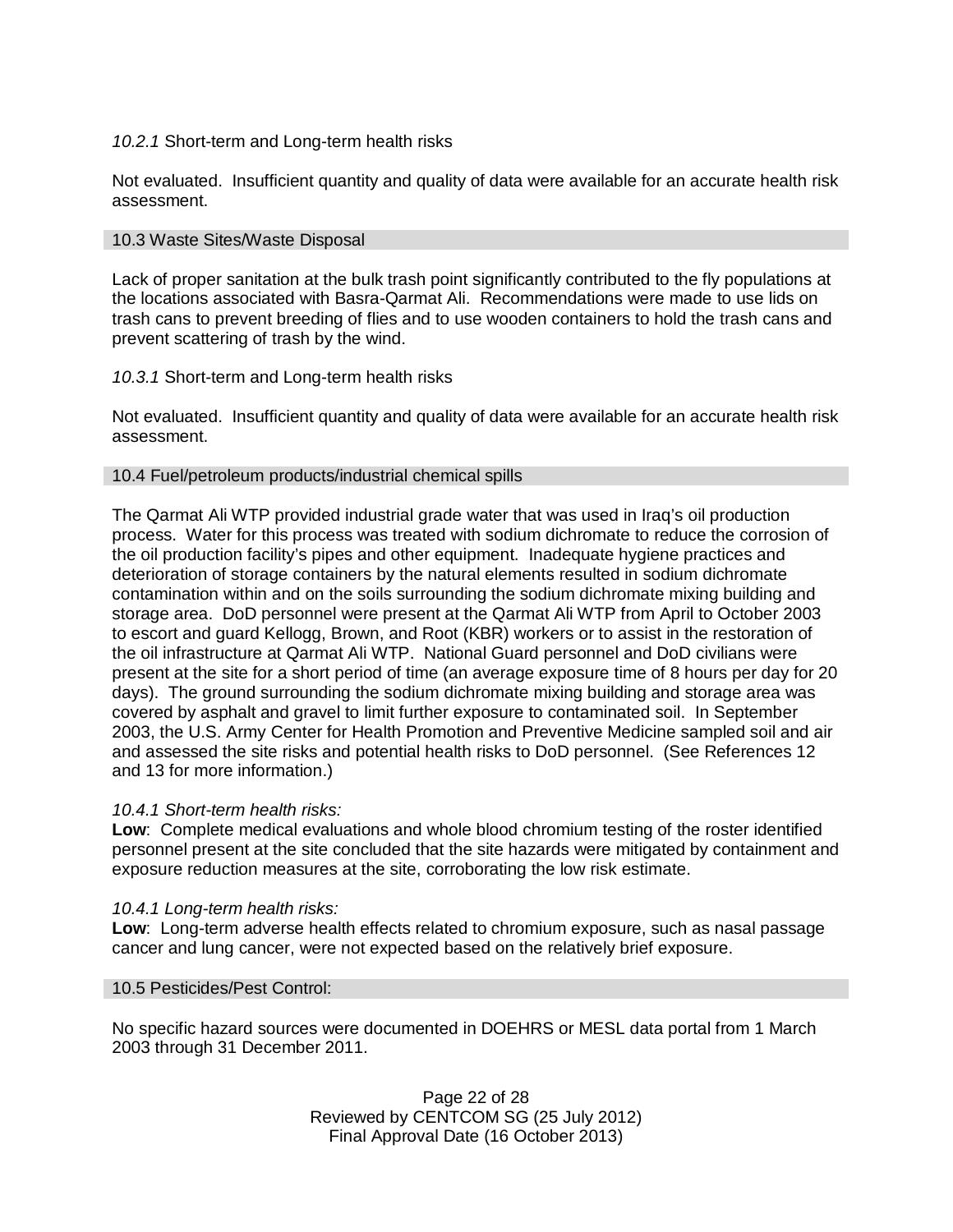*10.2.1* Short-term and Long-term health risks

Not evaluated. Insufficient quantity and quality of data were available for an accurate health risk assessment.

### 10.3 Waste Sites/Waste Disposal

Lack of proper sanitation at the bulk trash point significantly contributed to the fly populations at the locations associated with Basra-Qarmat Ali. Recommendations were made to use lids on trash cans to prevent breeding of flies and to use wooden containers to hold the trash cans and prevent scattering of trash by the wind.

*10.3.1* Short-term and Long-term health risks

Not evaluated. Insufficient quantity and quality of data were available for an accurate health risk assessment.

### 10.4 Fuel/petroleum products/industrial chemical spills

The Qarmat Ali WTP provided industrial grade water that was used in Iraq's oil production process. Water for this process was treated with sodium dichromate to reduce the corrosion of the oil production facility's pipes and other equipment. Inadequate hygiene practices and deterioration of storage containers by the natural elements resulted in sodium dichromate contamination within and on the soils surrounding the sodium dichromate mixing building and storage area. DoD personnel were present at the Qarmat Ali WTP from April to October 2003 to escort and guard Kellogg, Brown, and Root (KBR) workers or to assist in the restoration of the oil infrastructure at Qarmat Ali WTP. National Guard personnel and DoD civilians were present at the site for a short period of time (an average exposure time of 8 hours per day for 20 days). The ground surrounding the sodium dichromate mixing building and storage area was covered by asphalt and gravel to limit further exposure to contaminated soil. In September 2003, the U.S. Army Center for Health Promotion and Preventive Medicine sampled soil and air and assessed the site risks and potential health risks to DoD personnel. (See References 12 and 13 for more information.)

*10.4.1 Short-term health risks:*
**Low**: Complete medical evaluations and whole blood chromium testing of the roster identified personnel present at the site concluded that the site hazards were mitigated by containment and exposure reduction measures at the site, corroborating the low risk estimate.

*10.4.1 Long-term health risks:*
**Low**: Long-term adverse health effects related to chromium exposure, such as nasal passage cancer and lung cancer, were not expected based on the relatively brief exposure.

### 10.5 Pesticides/Pest Control:

No specific hazard sources were documented in DOEHRS or MESL data portal from 1 March 2003 through 31 December 2011.

Reviewed by CENTCOM SG (25 July 2012)
Final Approval Date (16 October 2013)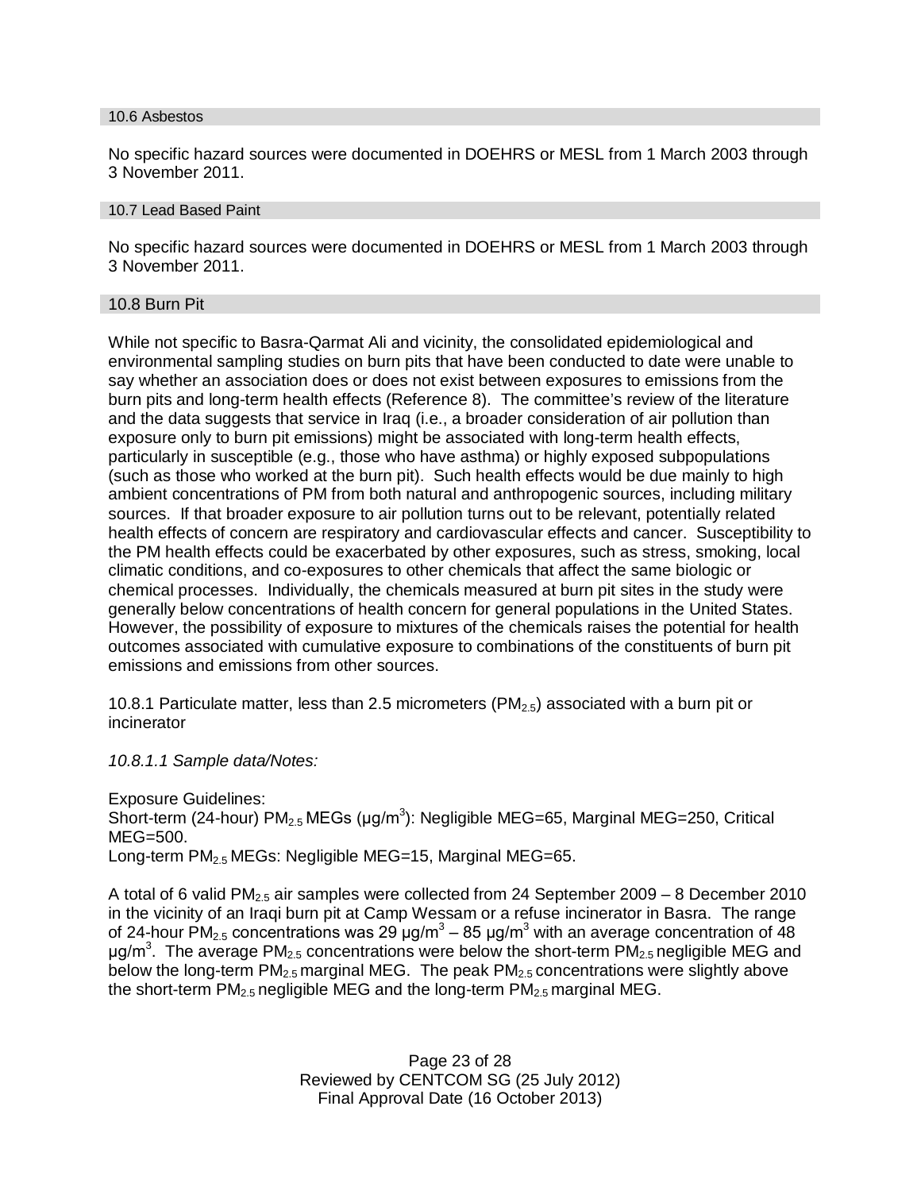## 10.6 Asbestos

No specific hazard sources were documented in DOEHRS or MESL from 1 March 2003 through 3 November 2011.

## 10.7 Lead Based Paint

No specific hazard sources were documented in DOEHRS or MESL from 1 March 2003 through 3 November 2011.

## 10.8 Burn Pit

While not specific to Basra-Qarmat Ali and vicinity, the consolidated epidemiological and environmental sampling studies on burn pits that have been conducted to date were unable to say whether an association does or does not exist between exposures to emissions from the burn pits and long-term health effects (Reference 8). The committee's review of the literature and the data suggests that service in Iraq (i.e., a broader consideration of air pollution than exposure only to burn pit emissions) might be associated with long-term health effects, particularly in susceptible (e.g., those who have asthma) or highly exposed subpopulations (such as those who worked at the burn pit). Such health effects would be due mainly to high ambient concentrations of PM from both natural and anthropogenic sources, including military sources. If that broader exposure to air pollution turns out to be relevant, potentially related health effects of concern are respiratory and cardiovascular effects and cancer. Susceptibility to the PM health effects could be exacerbated by other exposures, such as stress, smoking, local climatic conditions, and co-exposures to other chemicals that affect the same biologic or chemical processes. Individually, the chemicals measured at burn pit sites in the study were generally below concentrations of health concern for general populations in the United States. However, the possibility of exposure to mixtures of the chemicals raises the potential for health outcomes associated with cumulative exposure to combinations of the constituents of burn pit emissions and emissions from other sources.

10.8.1 Particulate matter, less than 2.5 micrometers ($PM_{2.5}$) associated with a burn pit or incinerator

*10.8.1.1 Sample data/Notes:*

Exposure Guidelines:
Short-term (24-hour) $PM_{2.5}$ MEGs ($\mu g/m^3$): Negligible MEG=65, Marginal MEG=250, Critical MEG=500.
Long-term $PM_{2.5}$ MEGs: Negligible MEG=15, Marginal MEG=65.

A total of 6 valid $PM_{2.5}$ air samples were collected from 24 September 2009 – 8 December 2010 in the vicinity of an Iraqi burn pit at Camp Wessam or a refuse incinerator in Basra. The range of 24-hour $PM_{2.5}$ concentrations was 29 $\mu g/m^3$ – 85 $\mu g/m^3$ with an average concentration of 48 $\mu g/m^3$. The average $PM_{2.5}$ concentrations were below the short-term $PM_{2.5}$ negligible MEG and below the long-term $PM_{2.5}$ marginal MEG. The peak $PM_{2.5}$ concentrations were slightly above the short-term $PM_{2.5}$ negligible MEG and the long-term $PM_{2.5}$ marginal MEG.

Reviewed by CENTCOM SG (25 July 2012)
Final Approval Date (16 October 2013)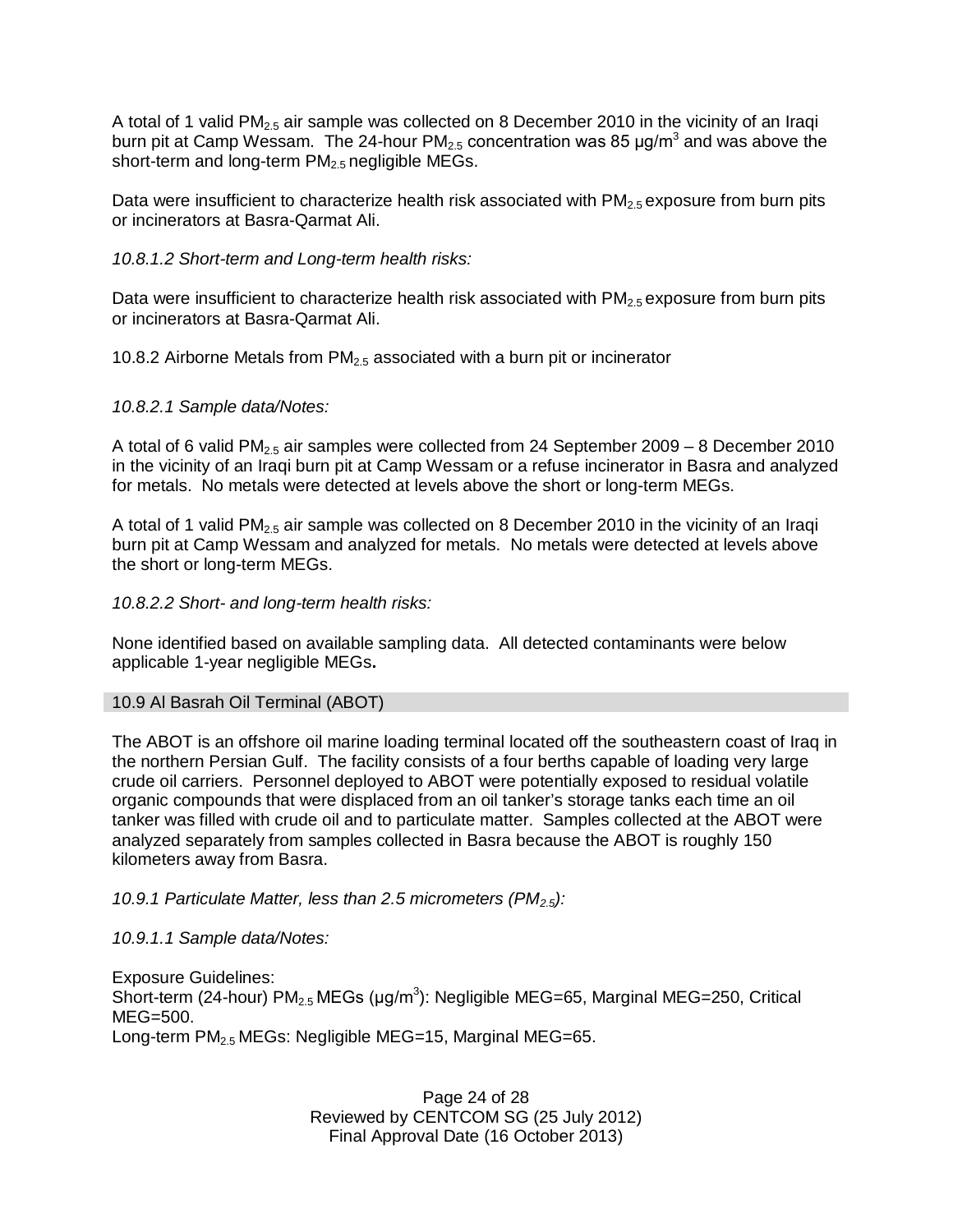A total of 1 valid $PM_{2.5}$ air sample was collected on 8 December 2010 in the vicinity of an Iraqi burn pit at Camp Wessam. The 24-hour $PM_{2.5}$ concentration was 85 µg/m$^3$ and was above the short-term and long-term $PM_{2.5}$ negligible MEGs.

Data were insufficient to characterize health risk associated with $PM_{2.5}$ exposure from burn pits or incinerators at Basra-Qarmat Ali.

*10.8.1.2 Short-term and Long-term health risks:*

Data were insufficient to characterize health risk associated with $PM_{2.5}$ exposure from burn pits or incinerators at Basra-Qarmat Ali.

10.8.2 Airborne Metals from $PM_{2.5}$ associated with a burn pit or incinerator

*10.8.2.1 Sample data/Notes:*

A total of 6 valid $PM_{2.5}$ air samples were collected from 24 September 2009 – 8 December 2010 in the vicinity of an Iraqi burn pit at Camp Wessam or a refuse incinerator in Basra and analyzed for metals. No metals were detected at levels above the short or long-term MEGs.

A total of 1 valid $PM_{2.5}$ air sample was collected on 8 December 2010 in the vicinity of an Iraqi burn pit at Camp Wessam and analyzed for metals. No metals were detected at levels above the short or long-term MEGs.

*10.8.2.2 Short- and long-term health risks:*

None identified based on available sampling data. All detected contaminants were below applicable 1-year negligible MEGs**.**

## 10.9 Al Basrah Oil Terminal (ABOT)

The ABOT is an offshore oil marine loading terminal located off the southeastern coast of Iraq in the northern Persian Gulf. The facility consists of a four berths capable of loading very large crude oil carriers. Personnel deployed to ABOT were potentially exposed to residual volatile organic compounds that were displaced from an oil tanker's storage tanks each time an oil tanker was filled with crude oil and to particulate matter. Samples collected at the ABOT were analyzed separately from samples collected in Basra because the ABOT is roughly 150 kilometers away from Basra.

*10.9.1 Particulate Matter, less than 2.5 micrometers ($PM_{2.5}$):*

*10.9.1.1 Sample data/Notes:*

Exposure Guidelines:
Short-term (24-hour) $PM_{2.5}$ MEGs (µg/m$^3$): Negligible MEG=65, Marginal MEG=250, Critical MEG=500.
Long-term $PM_{2.5}$ MEGs: Negligible MEG=15, Marginal MEG=65.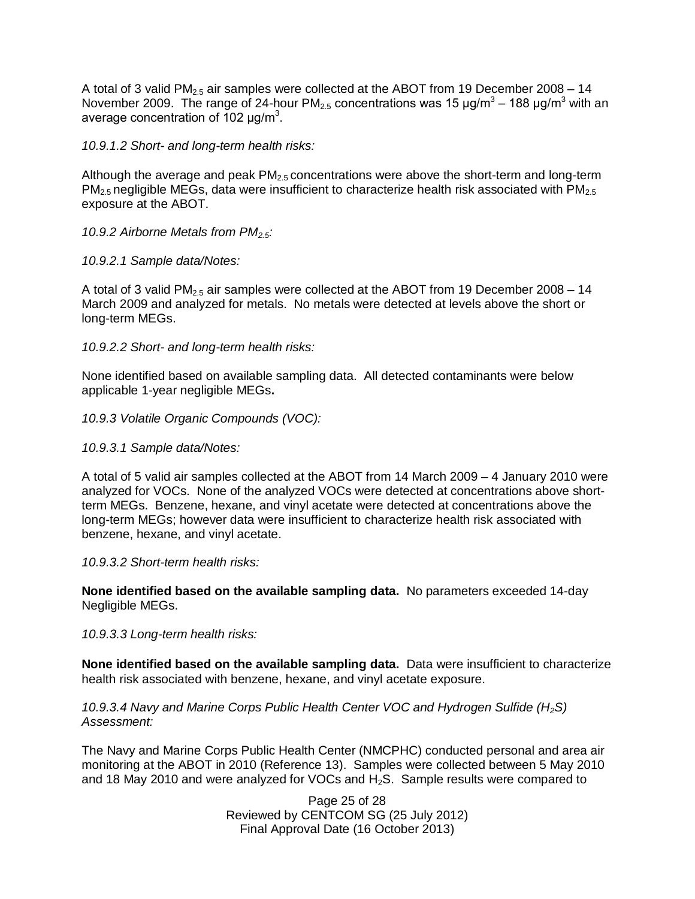A total of 3 valid $PM_{2.5}$ air samples were collected at the ABOT from 19 December 2008 – 14 November 2009. The range of 24-hour $PM_{2.5}$ concentrations was 15 μg/$m^3$ – 188 μg/$m^3$ with an average concentration of 102 μg/$m^3$.

*10.9.1.2 Short- and long-term health risks:*

Although the average and peak $PM_{2.5}$ concentrations were above the short-term and long-term $PM_{2.5}$ negligible MEGs, data were insufficient to characterize health risk associated with $PM_{2.5}$ exposure at the ABOT.

*10.9.2 Airborne Metals from $PM_{2.5}$:*

*10.9.2.1 Sample data/Notes:*

A total of 3 valid $PM_{2.5}$ air samples were collected at the ABOT from 19 December 2008 – 14 March 2009 and analyzed for metals. No metals were detected at levels above the short or long-term MEGs.

*10.9.2.2 Short- and long-term health risks:*

None identified based on available sampling data. All detected contaminants were below applicable 1-year negligible MEGs**.**

*10.9.3 Volatile Organic Compounds (VOC):*

*10.9.3.1 Sample data/Notes:*

A total of 5 valid air samples collected at the ABOT from 14 March 2009 – 4 January 2010 were analyzed for VOCs. None of the analyzed VOCs were detected at concentrations above short-term MEGs. Benzene, hexane, and vinyl acetate were detected at concentrations above the long-term MEGs; however data were insufficient to characterize health risk associated with benzene, hexane, and vinyl acetate.

*10.9.3.2 Short-term health risks:*

**None identified based on the available sampling data.** No parameters exceeded 14-day Negligible MEGs.

*10.9.3.3 Long-term health risks:*

**None identified based on the available sampling data.** Data were insufficient to characterize health risk associated with benzene, hexane, and vinyl acetate exposure.

*10.9.3.4 Navy and Marine Corps Public Health Center VOC and Hydrogen Sulfide ($H_2S$) Assessment:*

The Navy and Marine Corps Public Health Center (NMCPHC) conducted personal and area air monitoring at the ABOT in 2010 (Reference 13). Samples were collected between 5 May 2010 and 18 May 2010 and were analyzed for VOCs and $H_2S$. Sample results were compared to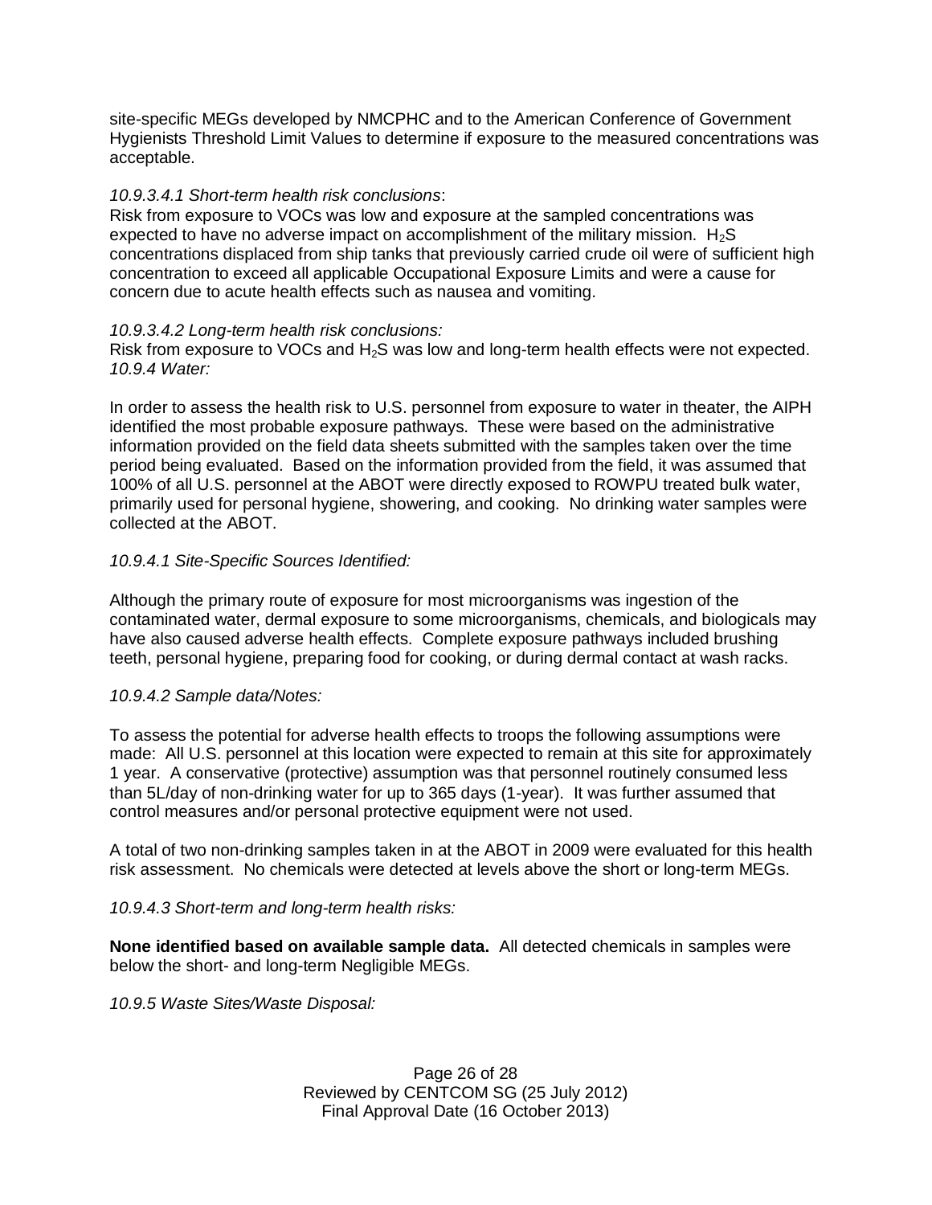site-specific MEGs developed by NMCPHC and to the American Conference of Government Hygienists Threshold Limit Values to determine if exposure to the measured concentrations was acceptable.

*10.9.3.4.1 Short-term health risk conclusions*:

Risk from exposure to VOCs was low and exposure at the sampled concentrations was expected to have no adverse impact on accomplishment of the military mission. $H_2S$ concentrations displaced from ship tanks that previously carried crude oil were of sufficient high concentration to exceed all applicable Occupational Exposure Limits and were a cause for concern due to acute health effects such as nausea and vomiting.

*10.9.3.4.2 Long-term health risk conclusions:*

Risk from exposure to VOCs and $H_2S$ was low and long-term health effects were not expected.

*10.9.4 Water:*

In order to assess the health risk to U.S. personnel from exposure to water in theater, the AIPH identified the most probable exposure pathways. These were based on the administrative information provided on the field data sheets submitted with the samples taken over the time period being evaluated. Based on the information provided from the field, it was assumed that 100% of all U.S. personnel at the ABOT were directly exposed to ROWPU treated bulk water, primarily used for personal hygiene, showering, and cooking. No drinking water samples were collected at the ABOT.

*10.9.4.1 Site-Specific Sources Identified:*

Although the primary route of exposure for most microorganisms was ingestion of the contaminated water, dermal exposure to some microorganisms, chemicals, and biologicals may have also caused adverse health effects. Complete exposure pathways included brushing teeth, personal hygiene, preparing food for cooking, or during dermal contact at wash racks.

*10.9.4.2 Sample data/Notes:*

To assess the potential for adverse health effects to troops the following assumptions were made: All U.S. personnel at this location were expected to remain at this site for approximately 1 year. A conservative (protective) assumption was that personnel routinely consumed less than 5L/day of non-drinking water for up to 365 days (1-year). It was further assumed that control measures and/or personal protective equipment were not used.

A total of two non-drinking samples taken in at the ABOT in 2009 were evaluated for this health risk assessment. No chemicals were detected at levels above the short or long-term MEGs.

*10.9.4.3 Short-term and long-term health risks:*

**None identified based on available sample data.** All detected chemicals in samples were below the short- and long-term Negligible MEGs.

*10.9.5 Waste Sites/Waste Disposal:*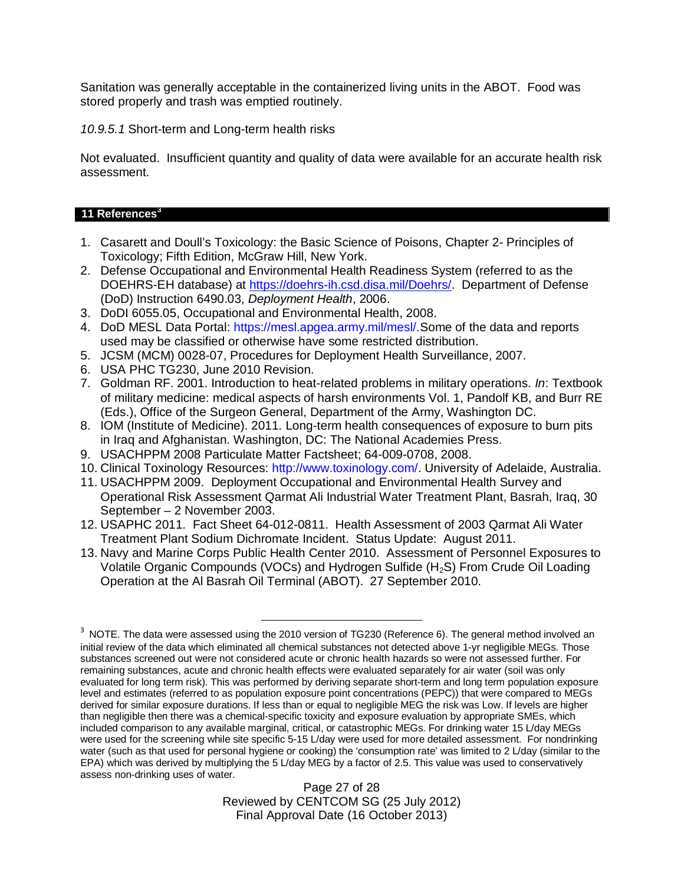Sanitation was generally acceptable in the containerized living units in the ABOT. Food was stored properly and trash was emptied routinely.

*10.9.5.1* Short-term and Long-term health risks

Not evaluated. Insufficient quantity and quality of data were available for an accurate health risk assessment.

## 11 References[3]

1. Casarett and Doull's Toxicology: the Basic Science of Poisons, Chapter 2- Principles of Toxicology; Fifth Edition, McGraw Hill, New York.
2. Defense Occupational and Environmental Health Readiness System (referred to as the DOEHRS-EH database) at https://doehrs-ih.csd.disa.mil/Doehrs/. Department of Defense (DoD) Instruction 6490.03, *Deployment Health*, 2006.
3. DoDI 6055.05, Occupational and Environmental Health, 2008.
4. DoD MESL Data Portal: https://mesl.apgea.army.mil/mesl/.Some of the data and reports used may be classified or otherwise have some restricted distribution.
5. JCSM (MCM) 0028-07, Procedures for Deployment Health Surveillance, 2007.
6. USA PHC TG230, June 2010 Revision.
7. Goldman RF. 2001. Introduction to heat-related problems in military operations. *In*: Textbook of military medicine: medical aspects of harsh environments Vol. 1, Pandolf KB, and Burr RE (Eds.), Office of the Surgeon General, Department of the Army, Washington DC.
8. IOM (Institute of Medicine). 2011. Long-term health consequences of exposure to burn pits in Iraq and Afghanistan. Washington, DC: The National Academies Press.
9. USACHPPM 2008 Particulate Matter Factsheet; 64-009-0708, 2008.
10. Clinical Toxinology Resources: http://www.toxinology.com/. University of Adelaide, Australia.
11. USACHPPM 2009. Deployment Occupational and Environmental Health Survey and Operational Risk Assessment Qarmat Ali Industrial Water Treatment Plant, Basrah, Iraq, 30 September – 2 November 2003.
12. USAPHC 2011. Fact Sheet 64-012-0811. Health Assessment of 2003 Qarmat Ali Water Treatment Plant Sodium Dichromate Incident. Status Update: August 2011.
13. Navy and Marine Corps Public Health Center 2010. Assessment of Personnel Exposures to Volatile Organic Compounds (VOCs) and Hydrogen Sulfide ($H_2S$) From Crude Oil Loading Operation at the Al Basrah Oil Terminal (ABOT). 27 September 2010.

---

[3] NOTE. The data were assessed using the 2010 version of TG230 (Reference 6). The general method involved an initial review of the data which eliminated all chemical substances not detected above 1-yr negligible MEGs. Those substances screened out were not considered acute or chronic health hazards so were not assessed further. For remaining substances, acute and chronic health effects were evaluated separately for air water (soil was only evaluated for long term risk). This was performed by deriving separate short-term and long term population exposure level and estimates (referred to as population exposure point concentrations (PEPC)) that were compared to MEGs derived for similar exposure durations. If less than or equal to negligible MEG the risk was Low. If levels are higher than negligible then there was a chemical-specific toxicity and exposure evaluation by appropriate SMEs, which included comparison to any available marginal, critical, or catastrophic MEGs. For drinking water 15 L/day MEGs were used for the screening while site specific 5-15 L/day were used for more detailed assessment. For nondrinking water (such as that used for personal hygiene or cooking) the 'consumption rate' was limited to 2 L/day (similar to the EPA) which was derived by multiplying the 5 L/day MEG by a factor of 2.5. This value was used to conservatively assess non-drinking uses of water.

Reviewed by CENTCOM SG (25 July 2012)
Final Approval Date (16 October 2013)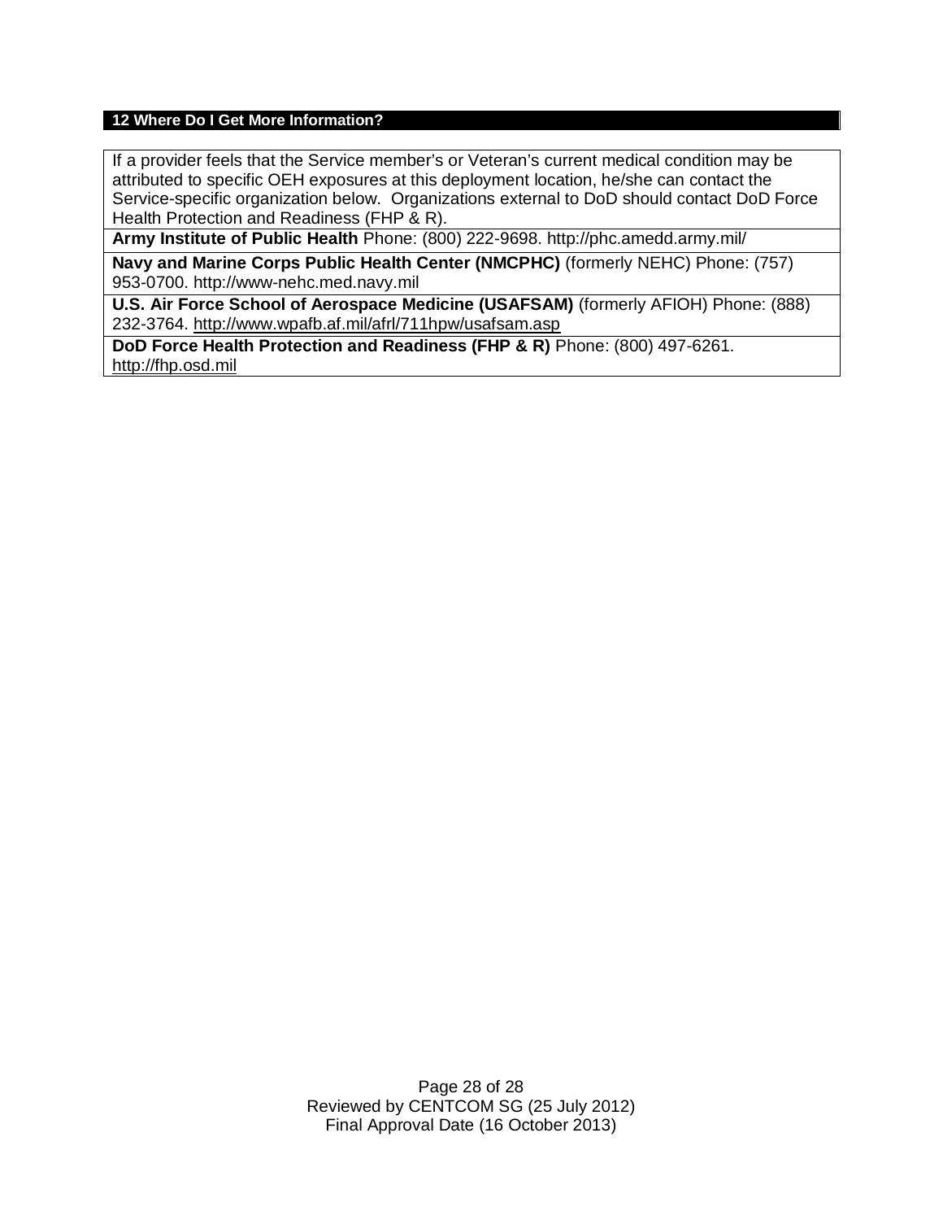## 12 Where Do I Get More Information?

| |
|---|
| If a provider feels that the Service member's or Veteran's current medical condition may be attributed to specific OEH exposures at this deployment location, he/she can contact the Service-specific organization below. Organizations external to DoD should contact DoD Force Health Protection and Readiness (FHP & R). |
| **Army Institute of Public Health** Phone: (800) 222-9698. http://phc.amedd.army.mil/ |
| **Navy and Marine Corps Public Health Center (NMCPHC)** (formerly NEHC) Phone: (757) 953-0700. http://www-nehc.med.navy.mil |
| **U.S. Air Force School of Aerospace Medicine (USAFSAM)** (formerly AFIOH) Phone: (888) 232-3764. http://www.wpafb.af.mil/afrl/711hpw/usafsam.asp |
| **DoD Force Health Protection and Readiness (FHP & R)** Phone: (800) 497-6261. http://fhp.osd.mil |